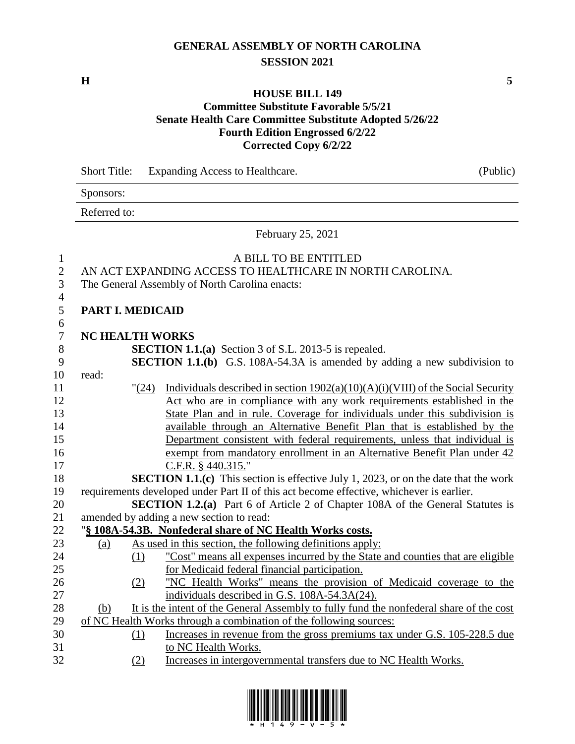# GENERAL ASSEMBLY OF NORTH CAROLINA
## SESSION 2021

**H** **5**

## HOUSE BILL 149
### Committee Substitute Favorable 5/5/21
### Senate Health Care Committee Substitute Adopted 5/26/22
### Fourth Edition Engrossed 6/2/22
### Corrected Copy 6/2/22

Short Title: Expanding Access to Healthcare. (Public)

Sponsors:

Referred to:

February 25, 2021

A BILL TO BE ENTITLED

AN ACT EXPANDING ACCESS TO HEALTHCARE IN NORTH CAROLINA.

The General Assembly of North Carolina enacts:

**PART I. MEDICAID**

**NC HEALTH WORKS**

**SECTION 1.1.(a)** Section 3 of S.L. 2013-5 is repealed.

**SECTION 1.1.(b)** G.S. 108A-54.3A is amended by adding a new subdivision to read:

"(24) Individuals described in section 1902(a)(10)(A)(i)(VIII) of the Social Security Act who are in compliance with any work requirements established in the State Plan and in rule. Coverage for individuals under this subdivision is available through an Alternative Benefit Plan that is established by the Department consistent with federal requirements, unless that individual is exempt from mandatory enrollment in an Alternative Benefit Plan under 42 C.F.R. § 440.315."

**SECTION 1.1.(c)** This section is effective July 1, 2023, or on the date that the work requirements developed under Part II of this act become effective, whichever is earlier.

**SECTION 1.2.(a)** Part 6 of Article 2 of Chapter 108A of the General Statutes is amended by adding a new section to read:

"**§ 108A-54.3B. Nonfederal share of NC Health Works costs.**

(a) As used in this section, the following definitions apply:

(1) "Cost" means all expenses incurred by the State and counties that are eligible for Medicaid federal financial participation.

(2) "NC Health Works" means the provision of Medicaid coverage to the individuals described in G.S. 108A-54.3A(24).

(b) It is the intent of the General Assembly to fully fund the nonfederal share of the cost of NC Health Works through a combination of the following sources:

(1) Increases in revenue from the gross premiums tax under G.S. 105-228.5 due to NC Health Works.

(2) Increases in intergovernmental transfers due to NC Health Works.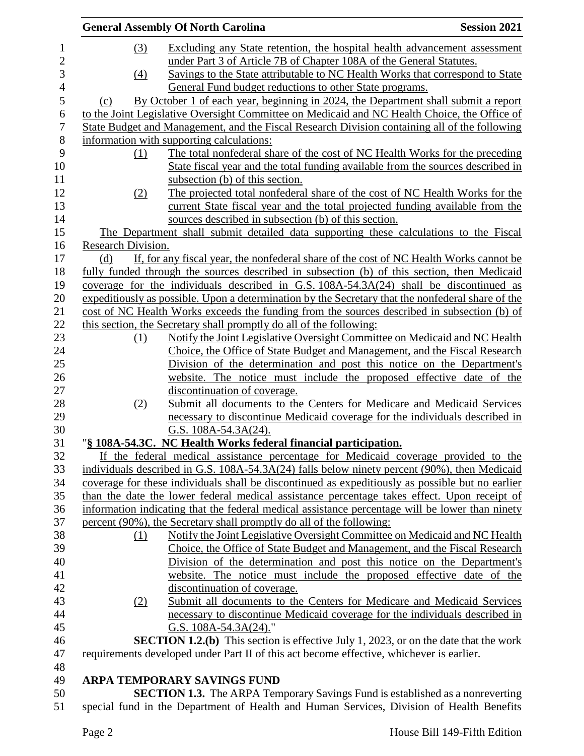(3) Excluding any State retention, the hospital health advancement assessment under Part 3 of Article 7B of Chapter 108A of the General Statutes.

(4) Savings to the State attributable to NC Health Works that correspond to State General Fund budget reductions to other State programs.

(c) By October 1 of each year, beginning in 2024, the Department shall submit a report to the Joint Legislative Oversight Committee on Medicaid and NC Health Choice, the Office of State Budget and Management, and the Fiscal Research Division containing all of the following information with supporting calculations:

(1) The total nonfederal share of the cost of NC Health Works for the preceding State fiscal year and the total funding available from the sources described in subsection (b) of this section.

(2) The projected total nonfederal share of the cost of NC Health Works for the current State fiscal year and the total projected funding available from the sources described in subsection (b) of this section.

The Department shall submit detailed data supporting these calculations to the Fiscal Research Division.

(d) If, for any fiscal year, the nonfederal share of the cost of NC Health Works cannot be fully funded through the sources described in subsection (b) of this section, then Medicaid coverage for the individuals described in G.S. 108A-54.3A(24) shall be discontinued as expeditiously as possible. Upon a determination by the Secretary that the nonfederal share of the cost of NC Health Works exceeds the funding from the sources described in subsection (b) of this section, the Secretary shall promptly do all of the following:

(1) Notify the Joint Legislative Oversight Committee on Medicaid and NC Health Choice, the Office of State Budget and Management, and the Fiscal Research Division of the determination and post this notice on the Department's website. The notice must include the proposed effective date of the discontinuation of coverage.

(2) Submit all documents to the Centers for Medicare and Medicaid Services necessary to discontinue Medicaid coverage for the individuals described in G.S. 108A-54.3A(24).

"**§ 108A-54.3C. NC Health Works federal financial participation.**

If the federal medical assistance percentage for Medicaid coverage provided to the individuals described in G.S. 108A-54.3A(24) falls below ninety percent (90%), then Medicaid coverage for these individuals shall be discontinued as expeditiously as possible but no earlier than the date the lower federal medical assistance percentage takes effect. Upon receipt of information indicating that the federal medical assistance percentage will be lower than ninety percent (90%), the Secretary shall promptly do all of the following:

(1) Notify the Joint Legislative Oversight Committee on Medicaid and NC Health Choice, the Office of State Budget and Management, and the Fiscal Research Division of the determination and post this notice on the Department's website. The notice must include the proposed effective date of the discontinuation of coverage.

(2) Submit all documents to the Centers for Medicare and Medicaid Services necessary to discontinue Medicaid coverage for the individuals described in G.S. 108A-54.3A(24)."

**SECTION 1.2.(b)** This section is effective July 1, 2023, or on the date that the work requirements developed under Part II of this act become effective, whichever is earlier.

## ARPA TEMPORARY SAVINGS FUND

**SECTION 1.3.** The ARPA Temporary Savings Fund is established as a nonreverting special fund in the Department of Health and Human Services, Division of Health Benefits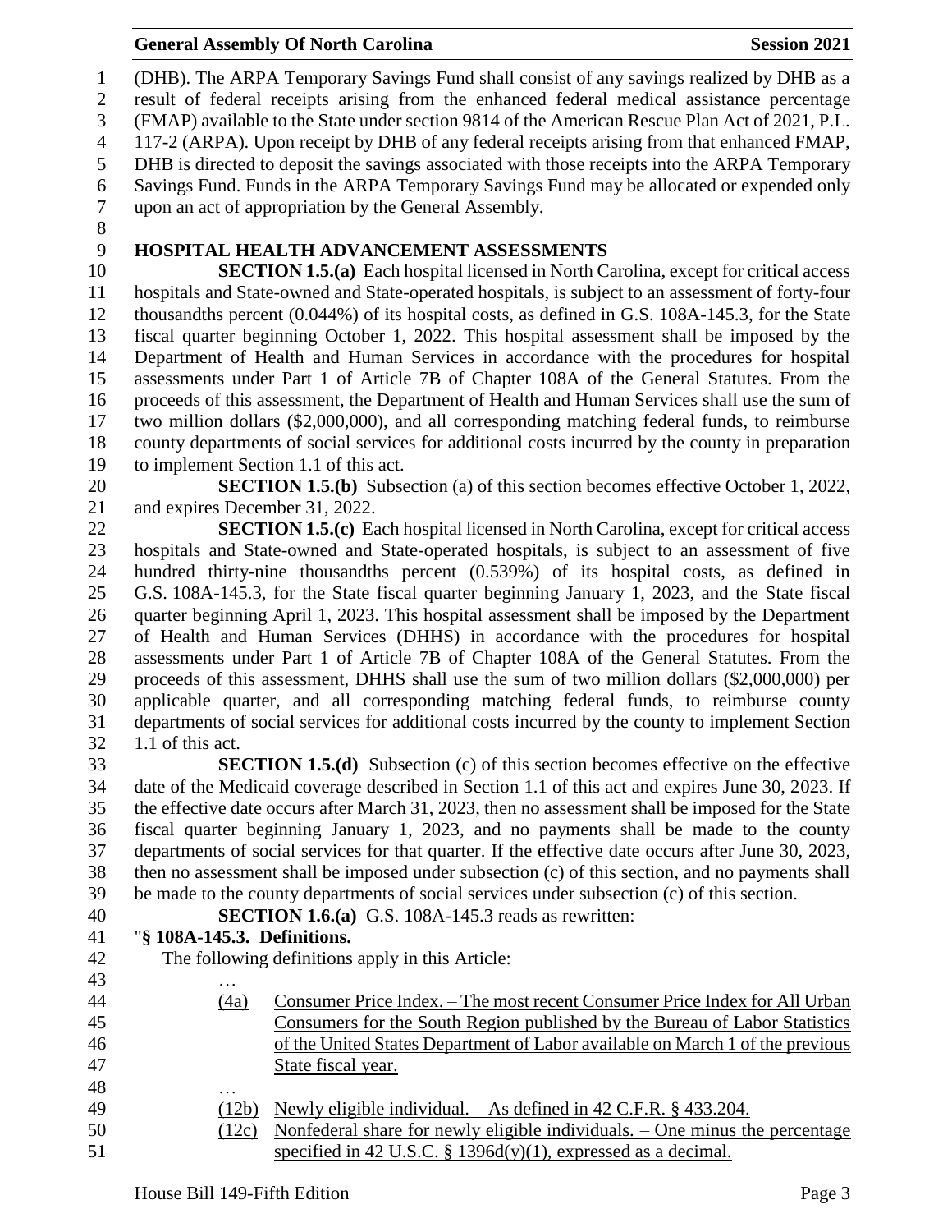(DHB). The ARPA Temporary Savings Fund shall consist of any savings realized by DHB as a result of federal receipts arising from the enhanced federal medical assistance percentage (FMAP) available to the State under section 9814 of the American Rescue Plan Act of 2021, P.L. 117-2 (ARPA). Upon receipt by DHB of any federal receipts arising from that enhanced FMAP, DHB is directed to deposit the savings associated with those receipts into the ARPA Temporary Savings Fund. Funds in the ARPA Temporary Savings Fund may be allocated or expended only upon an act of appropriation by the General Assembly.

## HOSPITAL HEALTH ADVANCEMENT ASSESSMENTS

**SECTION 1.5.(a)** Each hospital licensed in North Carolina, except for critical access hospitals and State-owned and State-operated hospitals, is subject to an assessment of forty-four thousandths percent (0.044%) of its hospital costs, as defined in G.S. 108A-145.3, for the State fiscal quarter beginning October 1, 2022. This hospital assessment shall be imposed by the Department of Health and Human Services in accordance with the procedures for hospital assessments under Part 1 of Article 7B of Chapter 108A of the General Statutes. From the proceeds of this assessment, the Department of Health and Human Services shall use the sum of two million dollars ($2,000,000), and all corresponding matching federal funds, to reimburse county departments of social services for additional costs incurred by the county in preparation to implement Section 1.1 of this act.

**SECTION 1.5.(b)** Subsection (a) of this section becomes effective October 1, 2022, and expires December 31, 2022.

**SECTION 1.5.(c)** Each hospital licensed in North Carolina, except for critical access hospitals and State-owned and State-operated hospitals, is subject to an assessment of five hundred thirty-nine thousandths percent (0.539%) of its hospital costs, as defined in G.S. 108A-145.3, for the State fiscal quarter beginning January 1, 2023, and the State fiscal quarter beginning April 1, 2023. This hospital assessment shall be imposed by the Department of Health and Human Services (DHHS) in accordance with the procedures for hospital assessments under Part 1 of Article 7B of Chapter 108A of the General Statutes. From the proceeds of this assessment, DHHS shall use the sum of two million dollars ($2,000,000) per applicable quarter, and all corresponding matching federal funds, to reimburse county departments of social services for additional costs incurred by the county to implement Section 1.1 of this act.

**SECTION 1.5.(d)** Subsection (c) of this section becomes effective on the effective date of the Medicaid coverage described in Section 1.1 of this act and expires June 30, 2023. If the effective date occurs after March 31, 2023, then no assessment shall be imposed for the State fiscal quarter beginning January 1, 2023, and no payments shall be made to the county departments of social services for that quarter. If the effective date occurs after June 30, 2023, then no assessment shall be imposed under subsection (c) of this section, and no payments shall be made to the county departments of social services under subsection (c) of this section.

**SECTION 1.6.(a)** G.S. 108A-145.3 reads as rewritten:

"**§ 108A-145.3. Definitions.**

The following definitions apply in this Article:

…

(4a) Consumer Price Index. – The most recent Consumer Price Index for All Urban Consumers for the South Region published by the Bureau of Labor Statistics of the United States Department of Labor available on March 1 of the previous State fiscal year.

…

(12b) Newly eligible individual. – As defined in 42 C.F.R. § 433.204.

(12c) Nonfederal share for newly eligible individuals. – One minus the percentage specified in 42 U.S.C. § 1396d(y)(1), expressed as a decimal.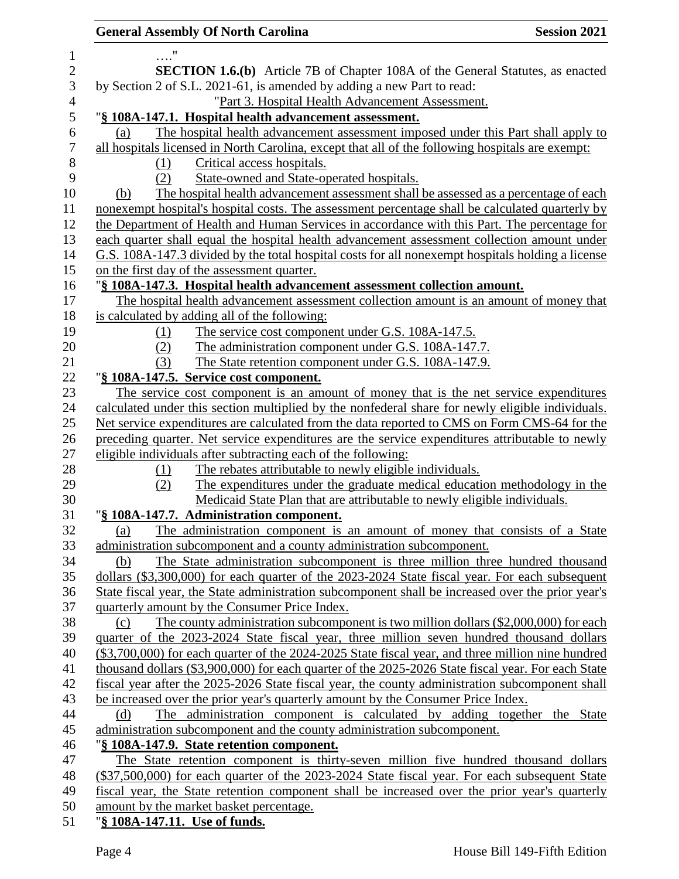…."

**SECTION 1.6.(b)** Article 7B of Chapter 108A of the General Statutes, as enacted by Section 2 of S.L. 2021-61, is amended by adding a new Part to read:

"Part 3. Hospital Health Advancement Assessment.

"**§ 108A-147.1. Hospital health advancement assessment.**

(a) The hospital health advancement assessment imposed under this Part shall apply to all hospitals licensed in North Carolina, except that all of the following hospitals are exempt:

(1) Critical access hospitals.

(2) State-owned and State-operated hospitals.

(b) The hospital health advancement assessment shall be assessed as a percentage of each nonexempt hospital's hospital costs. The assessment percentage shall be calculated quarterly by the Department of Health and Human Services in accordance with this Part. The percentage for each quarter shall equal the hospital health advancement assessment collection amount under G.S. 108A-147.3 divided by the total hospital costs for all nonexempt hospitals holding a license on the first day of the assessment quarter.

"**§ 108A-147.3. Hospital health advancement assessment collection amount.**

The hospital health advancement assessment collection amount is an amount of money that is calculated by adding all of the following:

(1) The service cost component under G.S. 108A-147.5.

(2) The administration component under G.S. 108A-147.7.

(3) The State retention component under G.S. 108A-147.9.

"**§ 108A-147.5. Service cost component.**

The service cost component is an amount of money that is the net service expenditures calculated under this section multiplied by the nonfederal share for newly eligible individuals. Net service expenditures are calculated from the data reported to CMS on Form CMS-64 for the preceding quarter. Net service expenditures are the service expenditures attributable to newly eligible individuals after subtracting each of the following:

(1) The rebates attributable to newly eligible individuals.

(2) The expenditures under the graduate medical education methodology in the Medicaid State Plan that are attributable to newly eligible individuals.

"**§ 108A-147.7. Administration component.**

(a) The administration component is an amount of money that consists of a State administration subcomponent and a county administration subcomponent.

(b) The State administration subcomponent is three million three hundred thousand dollars ($3,300,000) for each quarter of the 2023-2024 State fiscal year. For each subsequent State fiscal year, the State administration subcomponent shall be increased over the prior year's quarterly amount by the Consumer Price Index.

(c) The county administration subcomponent is two million dollars ($2,000,000) for each quarter of the 2023-2024 State fiscal year, three million seven hundred thousand dollars ($3,700,000) for each quarter of the 2024-2025 State fiscal year, and three million nine hundred thousand dollars ($3,900,000) for each quarter of the 2025-2026 State fiscal year. For each State fiscal year after the 2025-2026 State fiscal year, the county administration subcomponent shall be increased over the prior year's quarterly amount by the Consumer Price Index.

(d) The administration component is calculated by adding together the State administration subcomponent and the county administration subcomponent.

"**§ 108A-147.9. State retention component.**

The State retention component is thirty-seven million five hundred thousand dollars ($37,500,000) for each quarter of the 2023-2024 State fiscal year. For each subsequent State fiscal year, the State retention component shall be increased over the prior year's quarterly amount by the market basket percentage.

"**§ 108A-147.11. Use of funds.**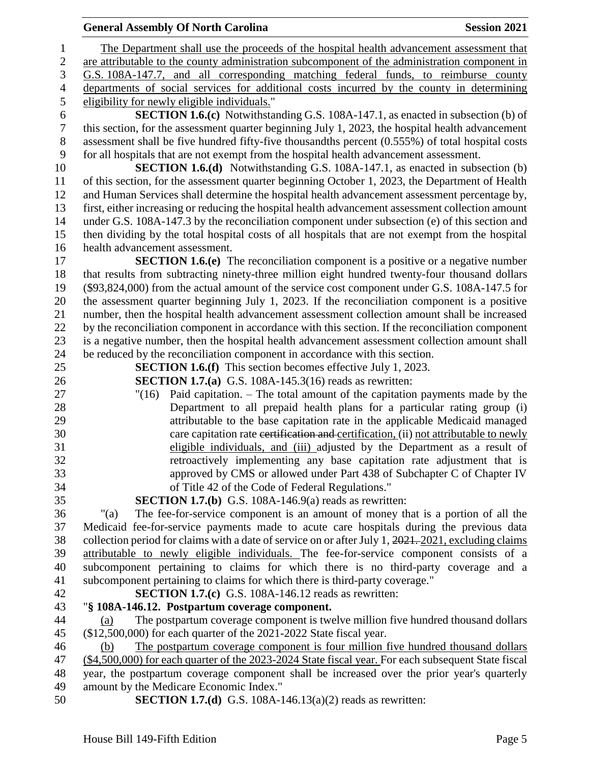The Department shall use the proceeds of the hospital health advancement assessment that are attributable to the county administration subcomponent of the administration component in G.S. 108A-147.7, and all corresponding matching federal funds, to reimburse county departments of social services for additional costs incurred by the county in determining eligibility for newly eligible individuals."

**SECTION 1.6.(c)** Notwithstanding G.S. 108A-147.1, as enacted in subsection (b) of this section, for the assessment quarter beginning July 1, 2023, the hospital health advancement assessment shall be five hundred fifty-five thousandths percent (0.555%) of total hospital costs for all hospitals that are not exempt from the hospital health advancement assessment.

**SECTION 1.6.(d)** Notwithstanding G.S. 108A-147.1, as enacted in subsection (b) of this section, for the assessment quarter beginning October 1, 2023, the Department of Health and Human Services shall determine the hospital health advancement assessment percentage by, first, either increasing or reducing the hospital health advancement assessment collection amount under G.S. 108A-147.3 by the reconciliation component under subsection (e) of this section and then dividing by the total hospital costs of all hospitals that are not exempt from the hospital health advancement assessment.

**SECTION 1.6.(e)** The reconciliation component is a positive or a negative number that results from subtracting ninety-three million eight hundred twenty-four thousand dollars ($93,824,000) from the actual amount of the service cost component under G.S. 108A-147.5 for the assessment quarter beginning July 1, 2023. If the reconciliation component is a positive number, then the hospital health advancement assessment collection amount shall be increased by the reconciliation component in accordance with this section. If the reconciliation component is a negative number, then the hospital health advancement assessment collection amount shall be reduced by the reconciliation component in accordance with this section.

**SECTION 1.6.(f)** This section becomes effective July 1, 2023.

**SECTION 1.7.(a)** G.S. 108A-145.3(16) reads as rewritten:

"(16) Paid capitation. – The total amount of the capitation payments made by the Department to all prepaid health plans for a particular rating group (i) attributable to the base capitation rate in the applicable Medicaid managed care capitation rate ~~certification and~~ certification, (ii) not attributable to newly eligible individuals, and (iii) adjusted by the Department as a result of retroactively implementing any base capitation rate adjustment that is approved by CMS or allowed under Part 438 of Subchapter C of Chapter IV of Title 42 of the Code of Federal Regulations."

**SECTION 1.7.(b)** G.S. 108A-146.9(a) reads as rewritten:

"(a) The fee-for-service component is an amount of money that is a portion of all the Medicaid fee-for-service payments made to acute care hospitals during the previous data collection period for claims with a date of service on or after July 1, ~~2021.~~ 2021, excluding claims attributable to newly eligible individuals. The fee-for-service component consists of a subcomponent pertaining to claims for which there is no third-party coverage and a subcomponent pertaining to claims for which there is third-party coverage."

**SECTION 1.7.(c)** G.S. 108A-146.12 reads as rewritten:

"**§ 108A-146.12. Postpartum coverage component.**

(a) The postpartum coverage component is twelve million five hundred thousand dollars ($12,500,000) for each quarter of the 2021-2022 State fiscal year.

(b) The postpartum coverage component is four million five hundred thousand dollars ($4,500,000) for each quarter of the 2023-2024 State fiscal year. For each subsequent State fiscal year, the postpartum coverage component shall be increased over the prior year's quarterly amount by the Medicare Economic Index."

**SECTION 1.7.(d)** G.S. 108A-146.13(a)(2) reads as rewritten: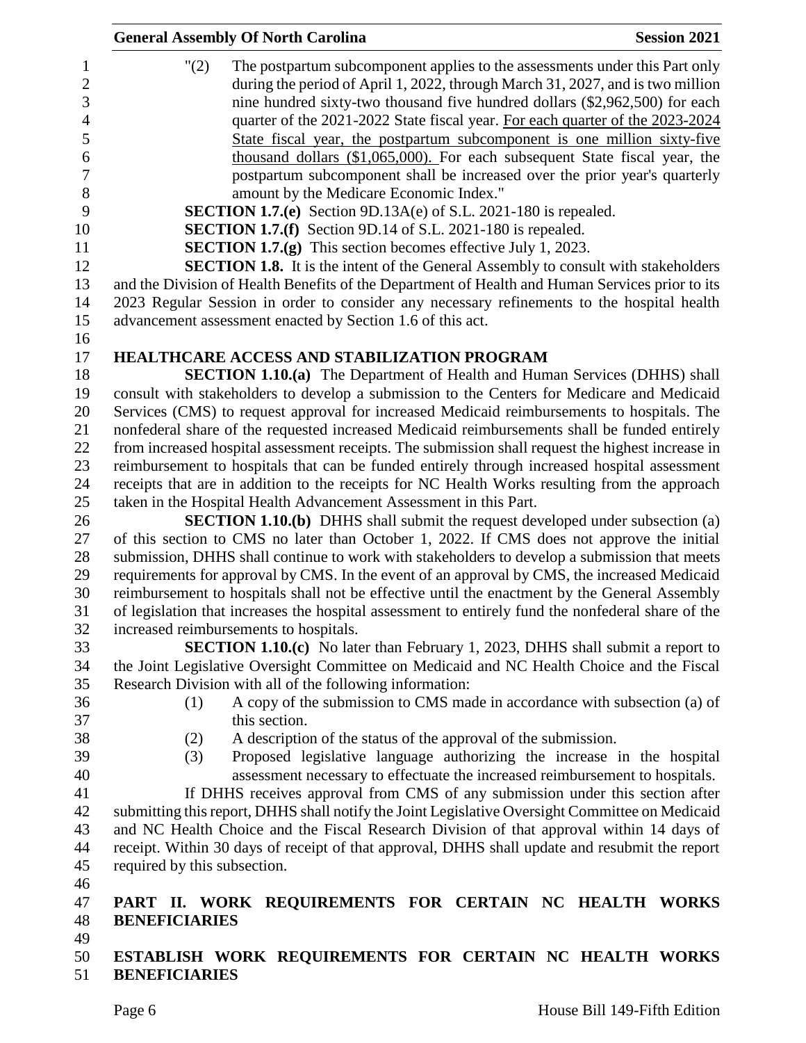"(2) The postpartum subcomponent applies to the assessments under this Part only during the period of April 1, 2022, through March 31, 2027, and is two million nine hundred sixty-two thousand five hundred dollars ($2,962,500) for each quarter of the 2021-2022 State fiscal year. For each quarter of the 2023-2024 State fiscal year, the postpartum subcomponent is one million sixty-five thousand dollars ($1,065,000). For each subsequent State fiscal year, the postpartum subcomponent shall be increased over the prior year's quarterly amount by the Medicare Economic Index."

**SECTION 1.7.(e)** Section 9D.13A(e) of S.L. 2021-180 is repealed.

**SECTION 1.7.(f)** Section 9D.14 of S.L. 2021-180 is repealed.

**SECTION 1.7.(g)** This section becomes effective July 1, 2023.

**SECTION 1.8.** It is the intent of the General Assembly to consult with stakeholders and the Division of Health Benefits of the Department of Health and Human Services prior to its 2023 Regular Session in order to consider any necessary refinements to the hospital health advancement assessment enacted by Section 1.6 of this act.

**HEALTHCARE ACCESS AND STABILIZATION PROGRAM**

**SECTION 1.10.(a)** The Department of Health and Human Services (DHHS) shall consult with stakeholders to develop a submission to the Centers for Medicare and Medicaid Services (CMS) to request approval for increased Medicaid reimbursements to hospitals. The nonfederal share of the requested increased Medicaid reimbursements shall be funded entirely from increased hospital assessment receipts. The submission shall request the highest increase in reimbursement to hospitals that can be funded entirely through increased hospital assessment receipts that are in addition to the receipts for NC Health Works resulting from the approach taken in the Hospital Health Advancement Assessment in this Part.

**SECTION 1.10.(b)** DHHS shall submit the request developed under subsection (a) of this section to CMS no later than October 1, 2022. If CMS does not approve the initial submission, DHHS shall continue to work with stakeholders to develop a submission that meets requirements for approval by CMS. In the event of an approval by CMS, the increased Medicaid reimbursement to hospitals shall not be effective until the enactment by the General Assembly of legislation that increases the hospital assessment to entirely fund the nonfederal share of the increased reimbursements to hospitals.

**SECTION 1.10.(c)** No later than February 1, 2023, DHHS shall submit a report to the Joint Legislative Oversight Committee on Medicaid and NC Health Choice and the Fiscal Research Division with all of the following information:

(1) A copy of the submission to CMS made in accordance with subsection (a) of this section.

(2) A description of the status of the approval of the submission.

(3) Proposed legislative language authorizing the increase in the hospital assessment necessary to effectuate the increased reimbursement to hospitals.

If DHHS receives approval from CMS of any submission under this section after submitting this report, DHHS shall notify the Joint Legislative Oversight Committee on Medicaid and NC Health Choice and the Fiscal Research Division of that approval within 14 days of receipt. Within 30 days of receipt of that approval, DHHS shall update and resubmit the report required by this subsection.

## PART II. WORK REQUIREMENTS FOR CERTAIN NC HEALTH WORKS BENEFICIARIES

**ESTABLISH WORK REQUIREMENTS FOR CERTAIN NC HEALTH WORKS BENEFICIARIES**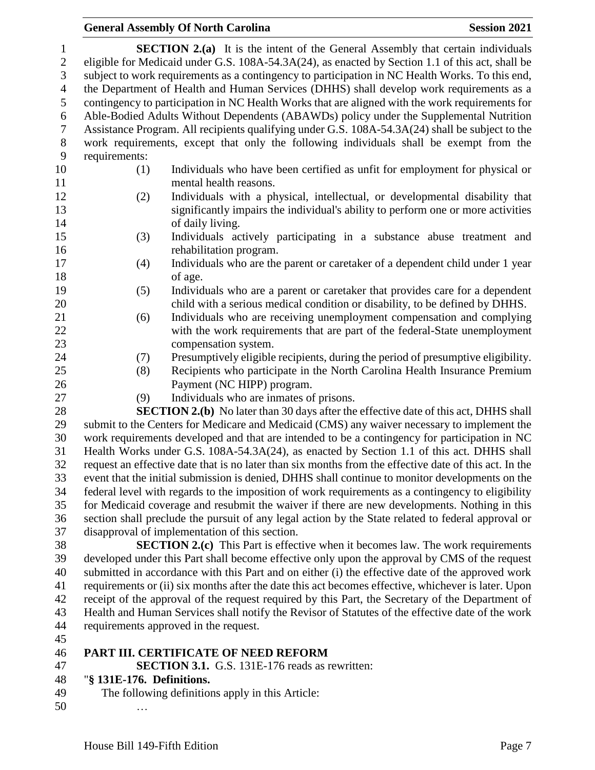**SECTION 2.(a)** It is the intent of the General Assembly that certain individuals eligible for Medicaid under G.S. 108A-54.3A(24), as enacted by Section 1.1 of this act, shall be subject to work requirements as a contingency to participation in NC Health Works. To this end, the Department of Health and Human Services (DHHS) shall develop work requirements as a contingency to participation in NC Health Works that are aligned with the work requirements for Able-Bodied Adults Without Dependents (ABAWDs) policy under the Supplemental Nutrition Assistance Program. All recipients qualifying under G.S. 108A-54.3A(24) shall be subject to the work requirements, except that only the following individuals shall be exempt from the requirements:

(1) Individuals who have been certified as unfit for employment for physical or mental health reasons.

(2) Individuals with a physical, intellectual, or developmental disability that significantly impairs the individual's ability to perform one or more activities of daily living.

(3) Individuals actively participating in a substance abuse treatment and rehabilitation program.

(4) Individuals who are the parent or caretaker of a dependent child under 1 year of age.

(5) Individuals who are a parent or caretaker that provides care for a dependent child with a serious medical condition or disability, to be defined by DHHS.

(6) Individuals who are receiving unemployment compensation and complying with the work requirements that are part of the federal-State unemployment compensation system.

(7) Presumptively eligible recipients, during the period of presumptive eligibility.

(8) Recipients who participate in the North Carolina Health Insurance Premium Payment (NC HIPP) program.

(9) Individuals who are inmates of prisons.

**SECTION 2.(b)** No later than 30 days after the effective date of this act, DHHS shall submit to the Centers for Medicare and Medicaid (CMS) any waiver necessary to implement the work requirements developed and that are intended to be a contingency for participation in NC Health Works under G.S. 108A-54.3A(24), as enacted by Section 1.1 of this act. DHHS shall request an effective date that is no later than six months from the effective date of this act. In the event that the initial submission is denied, DHHS shall continue to monitor developments on the federal level with regards to the imposition of work requirements as a contingency to eligibility for Medicaid coverage and resubmit the waiver if there are new developments. Nothing in this section shall preclude the pursuit of any legal action by the State related to federal approval or disapproval of implementation of this section.

**SECTION 2.(c)** This Part is effective when it becomes law. The work requirements developed under this Part shall become effective only upon the approval by CMS of the request submitted in accordance with this Part and on either (i) the effective date of the approved work requirements or (ii) six months after the date this act becomes effective, whichever is later. Upon receipt of the approval of the request required by this Part, the Secretary of the Department of Health and Human Services shall notify the Revisor of Statutes of the effective date of the work requirements approved in the request.

## PART III. CERTIFICATE OF NEED REFORM

**SECTION 3.1.** G.S. 131E-176 reads as rewritten:

"**§ 131E-176. Definitions.**

The following definitions apply in this Article:

…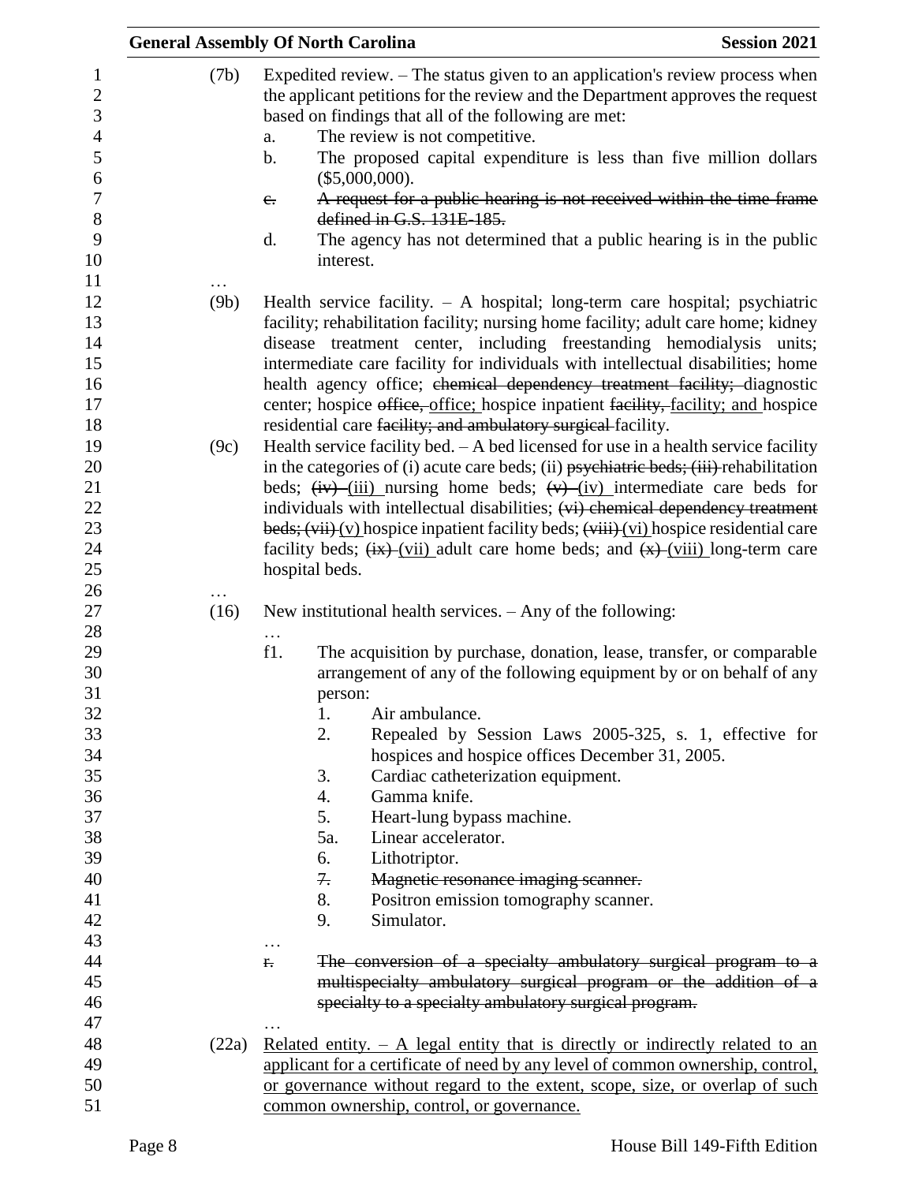(7b) Expedited review. – The status given to an application's review process when the applicant petitions for the review and the Department approves the request based on findings that all of the following are met:

a. The review is not competitive.

b. The proposed capital expenditure is less than five million dollars ($5,000,000).

~~c. A request for a public hearing is not received within the time frame defined in G.S. 131E-185.~~

d. The agency has not determined that a public hearing is in the public interest.

…

(9b) Health service facility. – A hospital; long-term care hospital; psychiatric facility; rehabilitation facility; nursing home facility; adult care home; kidney disease treatment center, including freestanding hemodialysis units; intermediate care facility for individuals with intellectual disabilities; home health agency office; ~~chemical dependency treatment facility;~~ diagnostic center; hospice ~~office,~~ office; hospice inpatient ~~facility,~~ facility; and hospice residential care ~~facility; and ambulatory surgical~~ facility.

(9c) Health service facility bed. – A bed licensed for use in a health service facility in the categories of (i) acute care beds; (ii) ~~psychiatric beds; (iii)~~ rehabilitation beds; ~~(iv)~~ (iii) nursing home beds; ~~(v)~~ (iv) intermediate care beds for individuals with intellectual disabilities; ~~(vi) chemical dependency treatment beds; (vii)~~ (v) hospice inpatient facility beds; ~~(viii)~~ (vi) hospice residential care facility beds; ~~(ix)~~ (vii) adult care home beds; and ~~(x)~~ (viii) long-term care hospital beds.

…

(16) New institutional health services. – Any of the following:

…

f1. The acquisition by purchase, donation, lease, transfer, or comparable arrangement of any of the following equipment by or on behalf of any person:

1. Air ambulance.
2. Repealed by Session Laws 2005-325, s. 1, effective for hospices and hospice offices December 31, 2005.
3. Cardiac catheterization equipment.
4. Gamma knife.
5. Heart-lung bypass machine.

5a. Linear accelerator.

6. Lithotriptor.
7. ~~Magnetic resonance imaging scanner.~~
8. Positron emission tomography scanner.
9. Simulator.

…

~~r. The conversion of a specialty ambulatory surgical program to a multispecialty ambulatory surgical program or the addition of a specialty to a specialty ambulatory surgical program.~~

…

(22a) <u>Related entity. – A legal entity that is directly or indirectly related to an applicant for a certificate of need by any level of common ownership, control, or governance without regard to the extent, scope, size, or overlap of such common ownership, control, or governance.</u>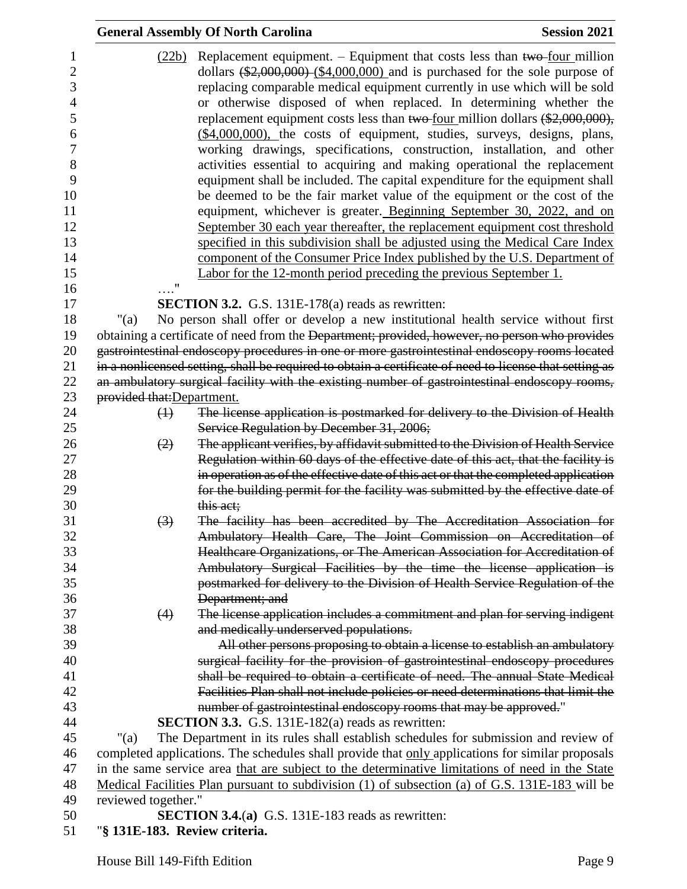(22b) Replacement equipment. – Equipment that costs less than ~~two~~ four million dollars ~~($2,000,000)~~ ($4,000,000) and is purchased for the sole purpose of replacing comparable medical equipment currently in use which will be sold or otherwise disposed of when replaced. In determining whether the replacement equipment costs less than ~~two~~ four million dollars ~~($2,000,000),~~ ($4,000,000), the costs of equipment, studies, surveys, designs, plans, working drawings, specifications, construction, installation, and other activities essential to acquiring and making operational the replacement equipment shall be included. The capital expenditure for the equipment shall be deemed to be the fair market value of the equipment or the cost of the equipment, whichever is greater. Beginning September 30, 2022, and on September 30 each year thereafter, the replacement equipment cost threshold specified in this subdivision shall be adjusted using the Medical Care Index component of the Consumer Price Index published by the U.S. Department of Labor for the 12-month period preceding the previous September 1.

…."

**SECTION 3.2.** G.S. 131E-178(a) reads as rewritten:

"(a) No person shall offer or develop a new institutional health service without first obtaining a certificate of need from the ~~Department; provided, however, no person who provides gastrointestinal endoscopy procedures in one or more gastrointestinal endoscopy rooms located in a nonlicensed setting, shall be required to obtain a certificate of need to license that setting as an ambulatory surgical facility with the existing number of gastrointestinal endoscopy rooms, provided that:~~Department.

~~(1) The license application is postmarked for delivery to the Division of Health Service Regulation by December 31, 2006;~~

~~(2) The applicant verifies, by affidavit submitted to the Division of Health Service Regulation within 60 days of the effective date of this act, that the facility is in operation as of the effective date of this act or that the completed application for the building permit for the facility was submitted by the effective date of this act;~~

~~(3) The facility has been accredited by The Accreditation Association for Ambulatory Health Care, The Joint Commission on Accreditation of Healthcare Organizations, or The American Association for Accreditation of Ambulatory Surgical Facilities by the time the license application is postmarked for delivery to the Division of Health Service Regulation of the Department; and~~

~~(4) The license application includes a commitment and plan for serving indigent and medically underserved populations.~~

~~All other persons proposing to obtain a license to establish an ambulatory surgical facility for the provision of gastrointestinal endoscopy procedures shall be required to obtain a certificate of need. The annual State Medical Facilities Plan shall not include policies or need determinations that limit the number of gastrointestinal endoscopy rooms that may be approved.~~"

**SECTION 3.3.** G.S. 131E-182(a) reads as rewritten:

"(a) The Department in its rules shall establish schedules for submission and review of completed applications. The schedules shall provide that only applications for similar proposals in the same service area that are subject to the determinative limitations of need in the State Medical Facilities Plan pursuant to subdivision (1) of subsection (a) of G.S. 131E-183 will be reviewed together."

**SECTION 3.4.(a)** G.S. 131E-183 reads as rewritten:

"**§ 131E-183. Review criteria.**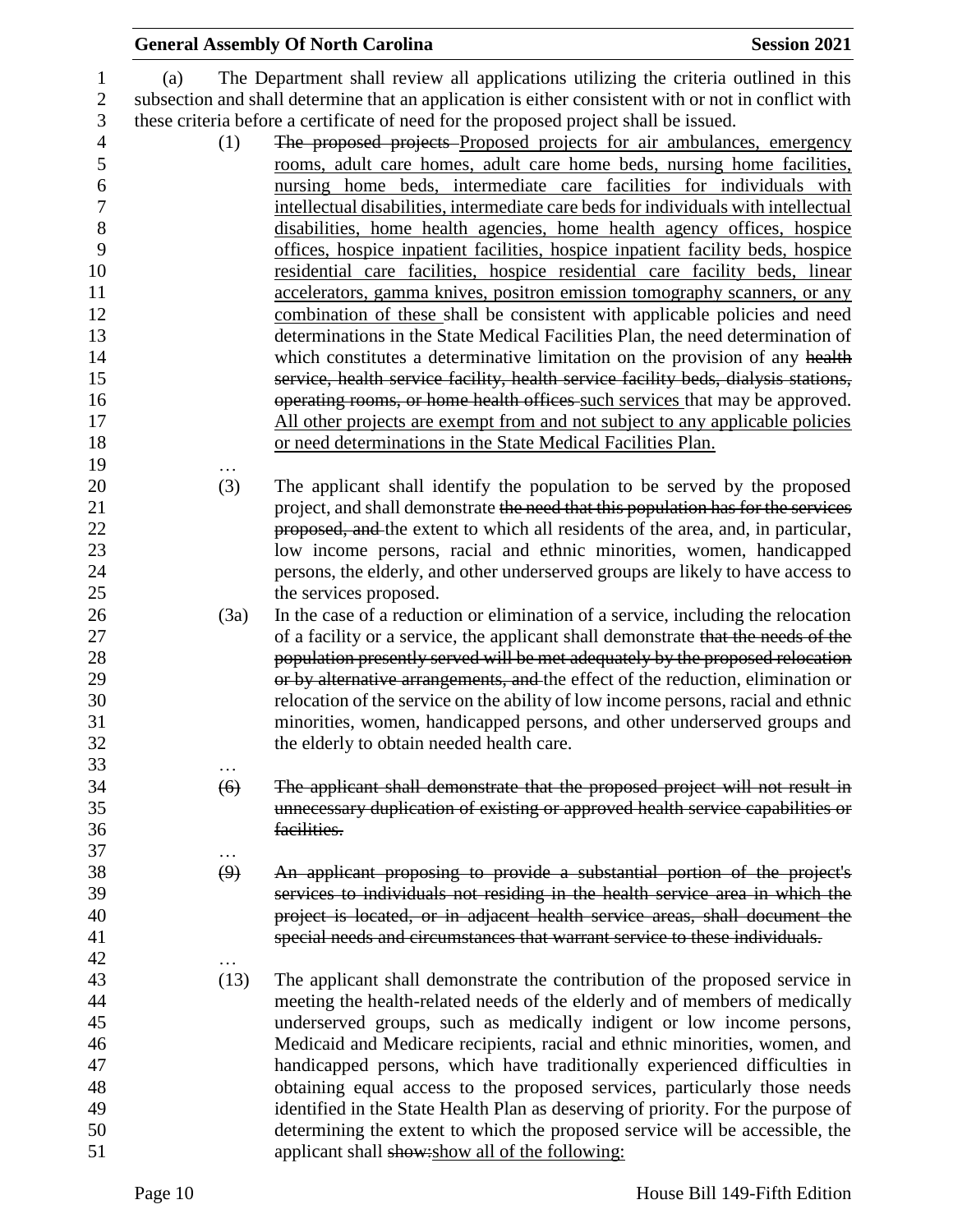(a) The Department shall review all applications utilizing the criteria outlined in this subsection and shall determine that an application is either consistent with or not in conflict with these criteria before a certificate of need for the proposed project shall be issued.

(1) ~~The proposed projects~~ Proposed projects for air ambulances, emergency rooms, adult care homes, adult care home beds, nursing home facilities, nursing home beds, intermediate care facilities for individuals with intellectual disabilities, intermediate care beds for individuals with intellectual disabilities, home health agencies, home health agency offices, hospice offices, hospice inpatient facilities, hospice inpatient facility beds, hospice residential care facilities, hospice residential care facility beds, linear accelerators, gamma knives, positron emission tomography scanners, or any combination of these shall be consistent with applicable policies and need determinations in the State Medical Facilities Plan, the need determination of which constitutes a determinative limitation on the provision of any ~~health service, health service facility, health service facility beds, dialysis stations, operating rooms, or home health offices~~ such services that may be approved. All other projects are exempt from and not subject to any applicable policies or need determinations in the State Medical Facilities Plan.

…

(3) The applicant shall identify the population to be served by the proposed project, and shall demonstrate ~~the need that this population has for the services proposed, and~~ the extent to which all residents of the area, and, in particular, low income persons, racial and ethnic minorities, women, handicapped persons, the elderly, and other underserved groups are likely to have access to the services proposed.

(3a) In the case of a reduction or elimination of a service, including the relocation of a facility or a service, the applicant shall demonstrate ~~that the needs of the population presently served will be met adequately by the proposed relocation or by alternative arrangements, and~~ the effect of the reduction, elimination or relocation of the service on the ability of low income persons, racial and ethnic minorities, women, handicapped persons, and other underserved groups and the elderly to obtain needed health care.

…

~~(6) The applicant shall demonstrate that the proposed project will not result in unnecessary duplication of existing or approved health service capabilities or facilities.~~

…

~~(9) An applicant proposing to provide a substantial portion of the project's services to individuals not residing in the health service area in which the project is located, or in adjacent health service areas, shall document the special needs and circumstances that warrant service to these individuals.~~

…

(13) The applicant shall demonstrate the contribution of the proposed service in meeting the health-related needs of the elderly and of members of medically underserved groups, such as medically indigent or low income persons, Medicaid and Medicare recipients, racial and ethnic minorities, women, and handicapped persons, which have traditionally experienced difficulties in obtaining equal access to the proposed services, particularly those needs identified in the State Health Plan as deserving of priority. For the purpose of determining the extent to which the proposed service will be accessible, the applicant shall ~~show:~~show all of the following: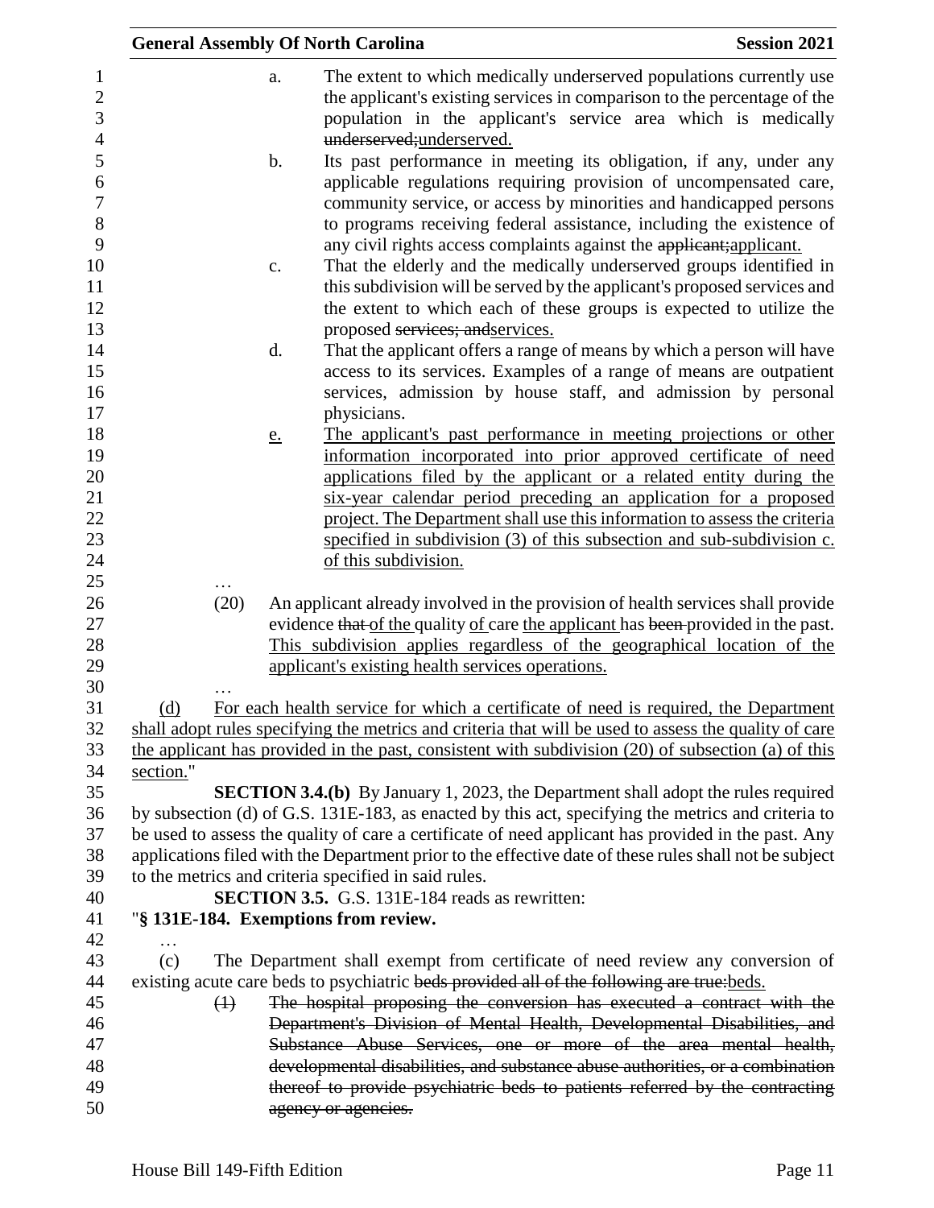a. The extent to which medically underserved populations currently use the applicant's existing services in comparison to the percentage of the population in the applicant's service area which is medically ~~underserved;~~underserved.

b. Its past performance in meeting its obligation, if any, under any applicable regulations requiring provision of uncompensated care, community service, or access by minorities and handicapped persons to programs receiving federal assistance, including the existence of any civil rights access complaints against the ~~applicant;~~applicant.

c. That the elderly and the medically underserved groups identified in this subdivision will be served by the applicant's proposed services and the extent to which each of these groups is expected to utilize the proposed ~~services; and~~services.

d. That the applicant offers a range of means by which a person will have access to its services. Examples of a range of means are outpatient services, admission by house staff, and admission by personal physicians.

e. The applicant's past performance in meeting projections or other information incorporated into prior approved certificate of need applications filed by the applicant or a related entity during the six-year calendar period preceding an application for a proposed project. The Department shall use this information to assess the criteria specified in subdivision (3) of this subsection and sub-subdivision c. of this subdivision.

…

(20) An applicant already involved in the provision of health services shall provide evidence ~~that~~ of the quality of care the applicant has ~~been~~ provided in the past. This subdivision applies regardless of the geographical location of the applicant's existing health services operations.

…

(d) For each health service for which a certificate of need is required, the Department shall adopt rules specifying the metrics and criteria that will be used to assess the quality of care the applicant has provided in the past, consistent with subdivision (20) of subsection (a) of this section."

**SECTION 3.4.(b)** By January 1, 2023, the Department shall adopt the rules required by subsection (d) of G.S. 131E-183, as enacted by this act, specifying the metrics and criteria to be used to assess the quality of care a certificate of need applicant has provided in the past. Any applications filed with the Department prior to the effective date of these rules shall not be subject to the metrics and criteria specified in said rules.

**SECTION 3.5.** G.S. 131E-184 reads as rewritten:

"**§ 131E-184. Exemptions from review.**

…

(c) The Department shall exempt from certificate of need review any conversion of existing acute care beds to psychiatric ~~beds provided all of the following are true:~~beds.

~~(1) The hospital proposing the conversion has executed a contract with the Department's Division of Mental Health, Developmental Disabilities, and Substance Abuse Services, one or more of the area mental health, developmental disabilities, and substance abuse authorities, or a combination thereof to provide psychiatric beds to patients referred by the contracting agency or agencies.~~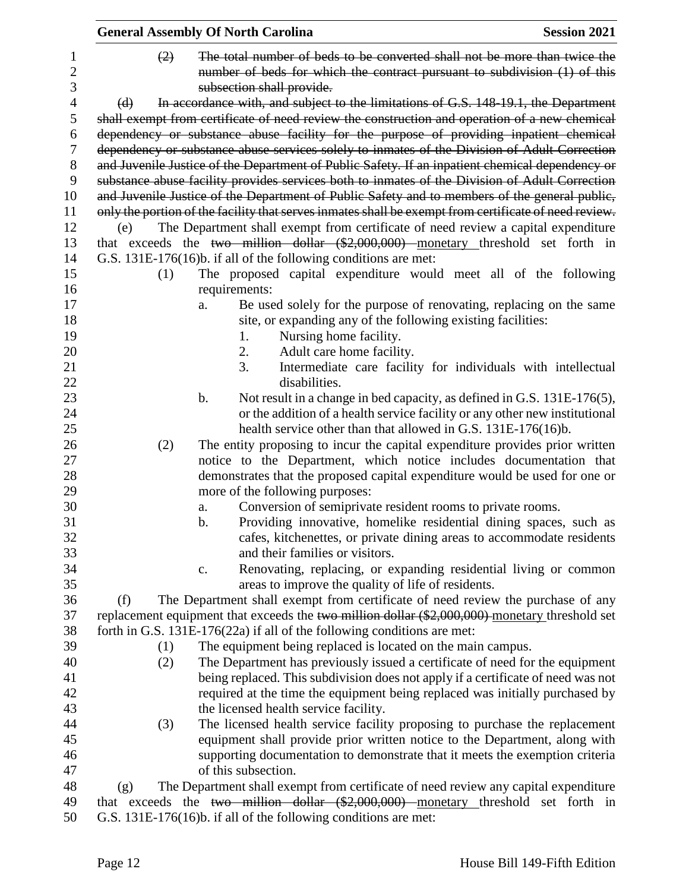~~(2) The total number of beds to be converted shall not be more than twice the number of beds for which the contract pursuant to subdivision (1) of this subsection shall provide.~~

~~(d) In accordance with, and subject to the limitations of G.S. 148-19.1, the Department shall exempt from certificate of need review the construction and operation of a new chemical dependency or substance abuse facility for the purpose of providing inpatient chemical dependency or substance abuse services solely to inmates of the Division of Adult Correction and Juvenile Justice of the Department of Public Safety. If an inpatient chemical dependency or substance abuse facility provides services both to inmates of the Division of Adult Correction and Juvenile Justice of the Department of Public Safety and to members of the general public, only the portion of the facility that serves inmates shall be exempt from certificate of need review.~~

(e) The Department shall exempt from certificate of need review a capital expenditure that exceeds the ~~two million dollar ($2,000,000)~~ monetary threshold set forth in G.S. 131E-176(16)b. if all of the following conditions are met:

- (1) The proposed capital expenditure would meet all of the following requirements:
  - a. Be used solely for the purpose of renovating, replacing on the same site, or expanding any of the following existing facilities:
    1. Nursing home facility.
    2. Adult care home facility.
    3. Intermediate care facility for individuals with intellectual disabilities.
  - b. Not result in a change in bed capacity, as defined in G.S. 131E-176(5), or the addition of a health service facility or any other new institutional health service other than that allowed in G.S. 131E-176(16)b.
- (2) The entity proposing to incur the capital expenditure provides prior written notice to the Department, which notice includes documentation that demonstrates that the proposed capital expenditure would be used for one or more of the following purposes:
  - a. Conversion of semiprivate resident rooms to private rooms.
  - b. Providing innovative, homelike residential dining spaces, such as cafes, kitchenettes, or private dining areas to accommodate residents and their families or visitors.
  - c. Renovating, replacing, or expanding residential living or common areas to improve the quality of life of residents.

(f) The Department shall exempt from certificate of need review the purchase of any replacement equipment that exceeds the ~~two million dollar ($2,000,000)~~ monetary threshold set forth in G.S. 131E-176(22a) if all of the following conditions are met:

- (1) The equipment being replaced is located on the main campus.
- (2) The Department has previously issued a certificate of need for the equipment being replaced. This subdivision does not apply if a certificate of need was not required at the time the equipment being replaced was initially purchased by the licensed health service facility.
- (3) The licensed health service facility proposing to purchase the replacement equipment shall provide prior written notice to the Department, along with supporting documentation to demonstrate that it meets the exemption criteria of this subsection.

(g) The Department shall exempt from certificate of need review any capital expenditure that exceeds the ~~two million dollar ($2,000,000)~~ monetary threshold set forth in G.S. 131E-176(16)b. if all of the following conditions are met: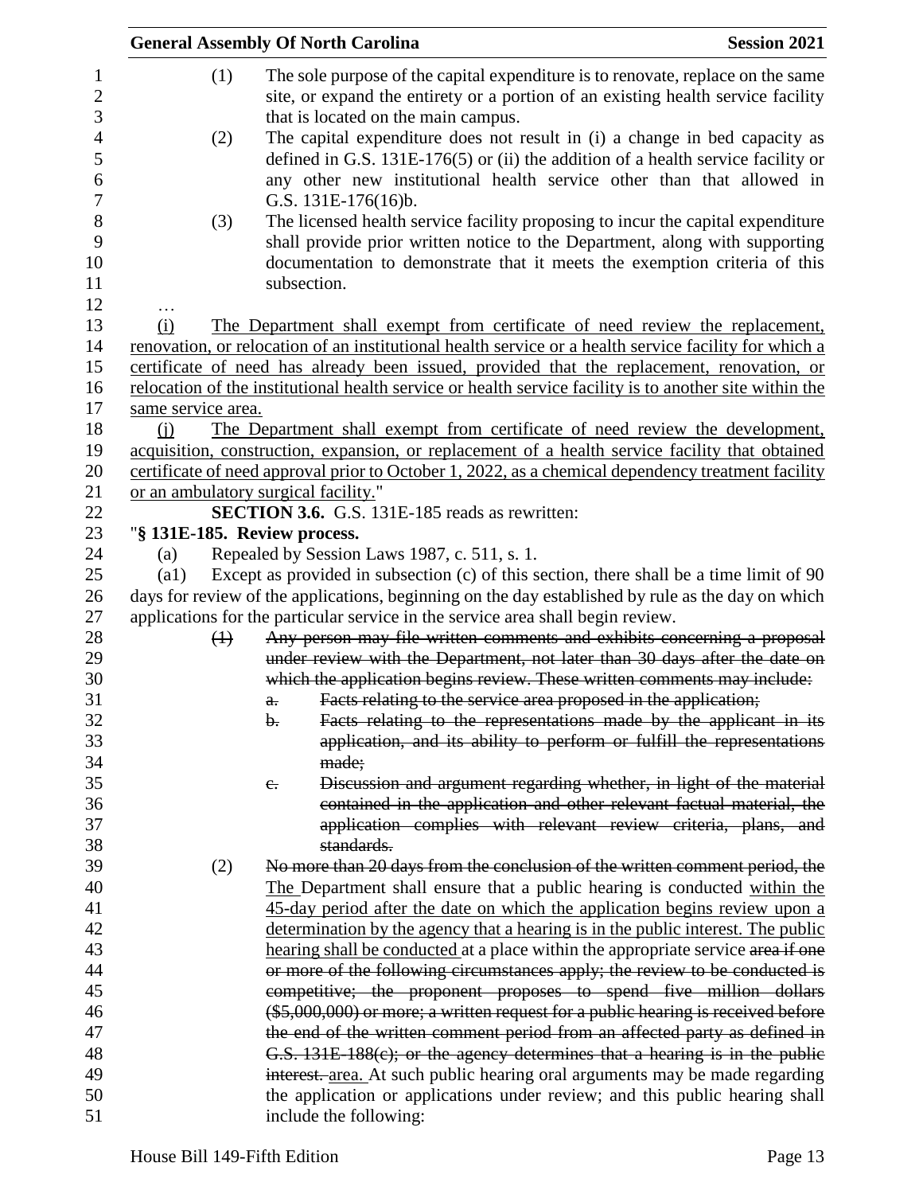(1) The sole purpose of the capital expenditure is to renovate, replace on the same site, or expand the entirety or a portion of an existing health service facility that is located on the main campus.

(2) The capital expenditure does not result in (i) a change in bed capacity as defined in G.S. 131E-176(5) or (ii) the addition of a health service facility or any other new institutional health service other than that allowed in G.S. 131E-176(16)b.

(3) The licensed health service facility proposing to incur the capital expenditure shall provide prior written notice to the Department, along with supporting documentation to demonstrate that it meets the exemption criteria of this subsection.

…

(i) The Department shall exempt from certificate of need review the replacement, renovation, or relocation of an institutional health service or a health service facility for which a certificate of need has already been issued, provided that the replacement, renovation, or relocation of the institutional health service or health service facility is to another site within the same service area.

(j) The Department shall exempt from certificate of need review the development, acquisition, construction, expansion, or replacement of a health service facility that obtained certificate of need approval prior to October 1, 2022, as a chemical dependency treatment facility or an ambulatory surgical facility."

**SECTION 3.6.** G.S. 131E-185 reads as rewritten:

"**§ 131E-185. Review process.**

(a) Repealed by Session Laws 1987, c. 511, s. 1.

(a1) Except as provided in subsection (c) of this section, there shall be a time limit of 90 days for review of the applications, beginning on the day established by rule as the day on which applications for the particular service in the service area shall begin review.

~~(1) Any person may file written comments and exhibits concerning a proposal under review with the Department, not later than 30 days after the date on which the application begins review. These written comments may include:~~

~~a. Facts relating to the service area proposed in the application;~~

~~b. Facts relating to the representations made by the applicant in its application, and its ability to perform or fulfill the representations made;~~

~~c. Discussion and argument regarding whether, in light of the material contained in the application and other relevant factual material, the application complies with relevant review criteria, plans, and standards.~~

(2) ~~No more than 20 days from the conclusion of the written comment period, the~~ The Department shall ensure that a public hearing is conducted within the 45-day period after the date on which the application begins review upon a determination by the agency that a hearing is in the public interest. The public hearing shall be conducted at a place within the appropriate service ~~area if one or more of the following circumstances apply; the review to be conducted is competitive; the proponent proposes to spend five million dollars ($5,000,000) or more; a written request for a public hearing is received before the end of the written comment period from an affected party as defined in G.S. 131E-188(c); or the agency determines that a hearing is in the public interest.~~ area. At such public hearing oral arguments may be made regarding the application or applications under review; and this public hearing shall include the following: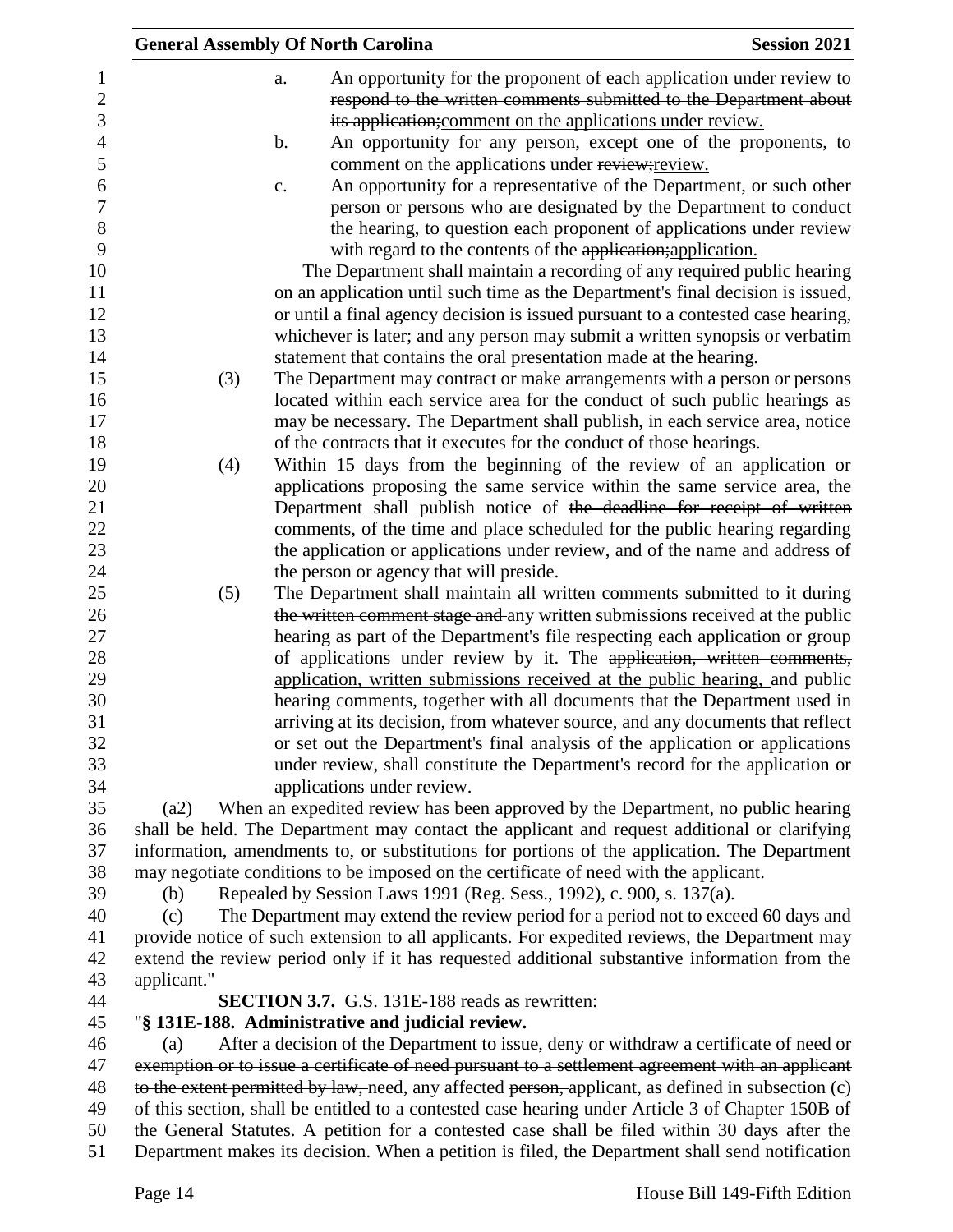a. An opportunity for the proponent of each application under review to ~~respond to the written comments submitted to the Department about its application;~~comment on the applications under review.

b. An opportunity for any person, except one of the proponents, to comment on the applications under ~~review;~~review.

c. An opportunity for a representative of the Department, or such other person or persons who are designated by the Department to conduct the hearing, to question each proponent of applications under review with regard to the contents of the ~~application;~~application.

The Department shall maintain a recording of any required public hearing on an application until such time as the Department's final decision is issued, or until a final agency decision is issued pursuant to a contested case hearing, whichever is later; and any person may submit a written synopsis or verbatim statement that contains the oral presentation made at the hearing.

(3) The Department may contract or make arrangements with a person or persons located within each service area for the conduct of such public hearings as may be necessary. The Department shall publish, in each service area, notice of the contracts that it executes for the conduct of those hearings.

(4) Within 15 days from the beginning of the review of an application or applications proposing the same service within the same service area, the Department shall publish notice of ~~the deadline for receipt of written comments, of~~ the time and place scheduled for the public hearing regarding the application or applications under review, and of the name and address of the person or agency that will preside.

(5) The Department shall maintain ~~all written comments submitted to it during the written comment stage and~~ any written submissions received at the public hearing as part of the Department's file respecting each application or group of applications under review by it. The ~~application, written comments,~~ application, written submissions received at the public hearing, and public hearing comments, together with all documents that the Department used in arriving at its decision, from whatever source, and any documents that reflect or set out the Department's final analysis of the application or applications under review, shall constitute the Department's record for the application or applications under review.

(a2) When an expedited review has been approved by the Department, no public hearing shall be held. The Department may contact the applicant and request additional or clarifying information, amendments to, or substitutions for portions of the application. The Department may negotiate conditions to be imposed on the certificate of need with the applicant.

(b) Repealed by Session Laws 1991 (Reg. Sess., 1992), c. 900, s. 137(a).

(c) The Department may extend the review period for a period not to exceed 60 days and provide notice of such extension to all applicants. For expedited reviews, the Department may extend the review period only if it has requested additional substantive information from the applicant."

**SECTION 3.7.** G.S. 131E-188 reads as rewritten:

"**§ 131E-188. Administrative and judicial review.**

(a) After a decision of the Department to issue, deny or withdraw a certificate of ~~need or exemption or to issue a certificate of need pursuant to a settlement agreement with an applicant to the extent permitted by law,~~ need, any affected ~~person,~~ applicant, as defined in subsection (c) of this section, shall be entitled to a contested case hearing under Article 3 of Chapter 150B of the General Statutes. A petition for a contested case shall be filed within 30 days after the Department makes its decision. When a petition is filed, the Department shall send notification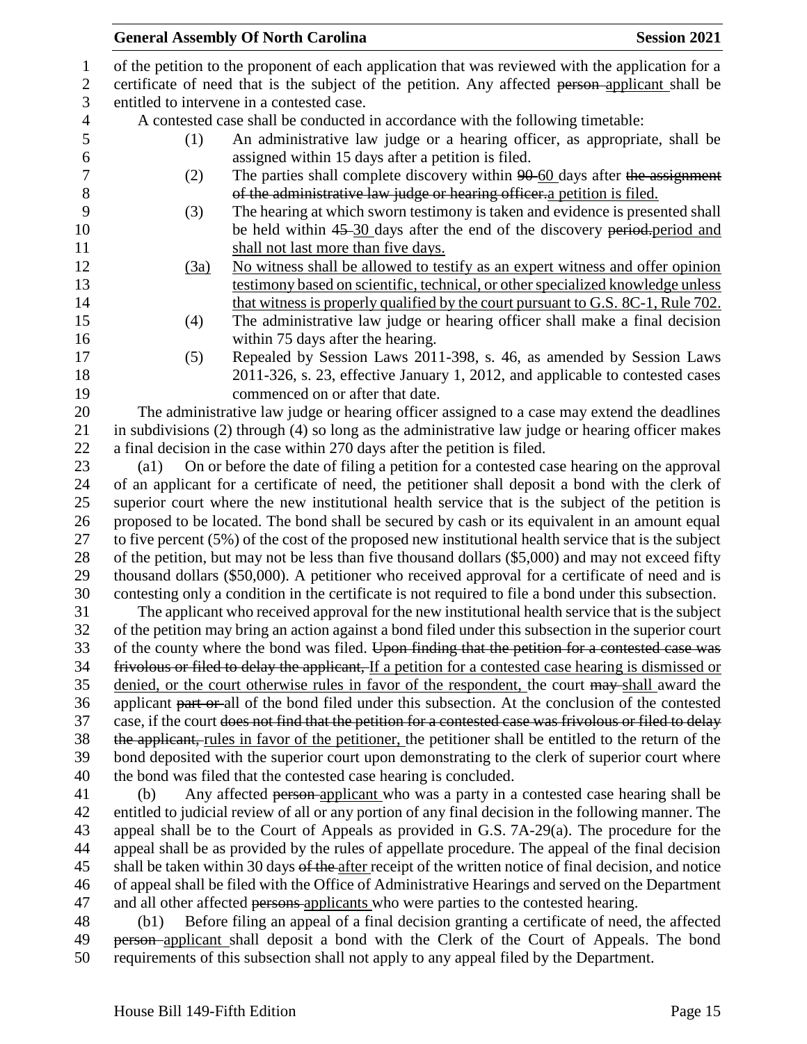of the petition to the proponent of each application that was reviewed with the application for a certificate of need that is the subject of the petition. Any affected ~~person~~ applicant shall be entitled to intervene in a contested case.

A contested case shall be conducted in accordance with the following timetable:

(1) An administrative law judge or a hearing officer, as appropriate, shall be assigned within 15 days after a petition is filed.

(2) The parties shall complete discovery within ~~90~~ 60 days after ~~the assignment of the administrative law judge or hearing officer.~~a petition is filed.

(3) The hearing at which sworn testimony is taken and evidence is presented shall be held within ~~45~~ 30 days after the end of the discovery ~~period.~~period and shall not last more than five days.

(3a) No witness shall be allowed to testify as an expert witness and offer opinion testimony based on scientific, technical, or other specialized knowledge unless that witness is properly qualified by the court pursuant to G.S. 8C-1, Rule 702.

(4) The administrative law judge or hearing officer shall make a final decision within 75 days after the hearing.

(5) Repealed by Session Laws 2011-398, s. 46, as amended by Session Laws 2011-326, s. 23, effective January 1, 2012, and applicable to contested cases commenced on or after that date.

The administrative law judge or hearing officer assigned to a case may extend the deadlines in subdivisions (2) through (4) so long as the administrative law judge or hearing officer makes a final decision in the case within 270 days after the petition is filed.

(a1) On or before the date of filing a petition for a contested case hearing on the approval of an applicant for a certificate of need, the petitioner shall deposit a bond with the clerk of superior court where the new institutional health service that is the subject of the petition is proposed to be located. The bond shall be secured by cash or its equivalent in an amount equal to five percent (5%) of the cost of the proposed new institutional health service that is the subject of the petition, but may not be less than five thousand dollars ($5,000) and may not exceed fifty thousand dollars ($50,000). A petitioner who received approval for a certificate of need and is contesting only a condition in the certificate is not required to file a bond under this subsection.

The applicant who received approval for the new institutional health service that is the subject of the petition may bring an action against a bond filed under this subsection in the superior court of the county where the bond was filed. ~~Upon finding that the petition for a contested case was frivolous or filed to delay the applicant,~~ If a petition for a contested case hearing is dismissed or denied, or the court otherwise rules in favor of the respondent, the court ~~may~~ shall award the applicant ~~part or~~ all of the bond filed under this subsection. At the conclusion of the contested case, if the court ~~does not find that the petition for a contested case was frivolous or filed to delay the applicant,~~ rules in favor of the petitioner, the petitioner shall be entitled to the return of the bond deposited with the superior court upon demonstrating to the clerk of superior court where the bond was filed that the contested case hearing is concluded.

(b) Any affected ~~person~~ applicant who was a party in a contested case hearing shall be entitled to judicial review of all or any portion of any final decision in the following manner. The appeal shall be to the Court of Appeals as provided in G.S. 7A-29(a). The procedure for the appeal shall be as provided by the rules of appellate procedure. The appeal of the final decision shall be taken within 30 days ~~of the~~ after receipt of the written notice of final decision, and notice of appeal shall be filed with the Office of Administrative Hearings and served on the Department and all other affected ~~persons~~ applicants who were parties to the contested hearing.

(b1) Before filing an appeal of a final decision granting a certificate of need, the affected ~~person~~ applicant shall deposit a bond with the Clerk of the Court of Appeals. The bond requirements of this subsection shall not apply to any appeal filed by the Department.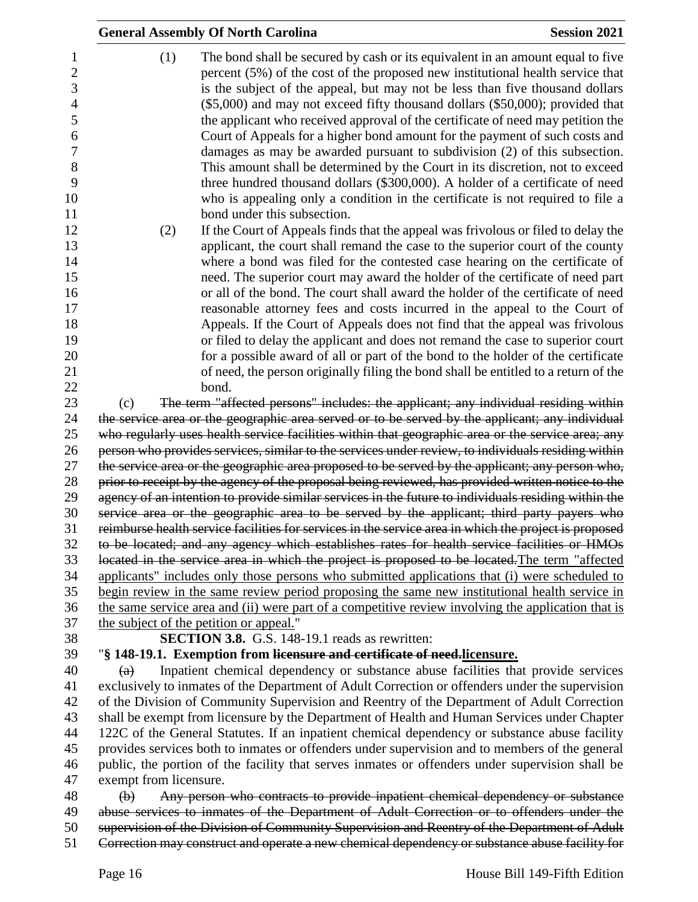(1) The bond shall be secured by cash or its equivalent in an amount equal to five percent (5%) of the cost of the proposed new institutional health service that is the subject of the appeal, but may not be less than five thousand dollars ($5,000) and may not exceed fifty thousand dollars ($50,000); provided that the applicant who received approval of the certificate of need may petition the Court of Appeals for a higher bond amount for the payment of such costs and damages as may be awarded pursuant to subdivision (2) of this subsection. This amount shall be determined by the Court in its discretion, not to exceed three hundred thousand dollars ($300,000). A holder of a certificate of need who is appealing only a condition in the certificate is not required to file a bond under this subsection.

(2) If the Court of Appeals finds that the appeal was frivolous or filed to delay the applicant, the court shall remand the case to the superior court of the county where a bond was filed for the contested case hearing on the certificate of need. The superior court may award the holder of the certificate of need part or all of the bond. The court shall award the holder of the certificate of need reasonable attorney fees and costs incurred in the appeal to the Court of Appeals. If the Court of Appeals does not find that the appeal was frivolous or filed to delay the applicant and does not remand the case to superior court for a possible award of all or part of the bond to the holder of the certificate of need, the person originally filing the bond shall be entitled to a return of the bond.

(c) ~~The term "affected persons" includes: the applicant; any individual residing within the service area or the geographic area served or to be served by the applicant; any individual who regularly uses health service facilities within that geographic area or the service area; any person who provides services, similar to the services under review, to individuals residing within the service area or the geographic area proposed to be served by the applicant; any person who, prior to receipt by the agency of the proposal being reviewed, has provided written notice to the agency of an intention to provide similar services in the future to individuals residing within the service area or the geographic area to be served by the applicant; third party payers who reimburse health service facilities for services in the service area in which the project is proposed to be located; and any agency which establishes rates for health service facilities or HMOs located in the service area in which the project is proposed to be located.~~<u>The term "affected applicants" includes only those persons who submitted applications that (i) were scheduled to begin review in the same review period proposing the same new institutional health service in the same service area and (ii) were part of a competitive review involving the application that is the subject of the petition or appeal.</u>"

**SECTION 3.8.** G.S. 148-19.1 reads as rewritten:

"**§ 148-19.1. Exemption from ~~licensure and certificate of need.~~<u>licensure.</u>**

~~(a)~~ Inpatient chemical dependency or substance abuse facilities that provide services exclusively to inmates of the Department of Adult Correction or offenders under the supervision of the Division of Community Supervision and Reentry of the Department of Adult Correction shall be exempt from licensure by the Department of Health and Human Services under Chapter 122C of the General Statutes. If an inpatient chemical dependency or substance abuse facility provides services both to inmates or offenders under supervision and to members of the general public, the portion of the facility that serves inmates or offenders under supervision shall be exempt from licensure.

~~(b) Any person who contracts to provide inpatient chemical dependency or substance abuse services to inmates of the Department of Adult Correction or to offenders under the supervision of the Division of Community Supervision and Reentry of the Department of Adult Correction may construct and operate a new chemical dependency or substance abuse facility for~~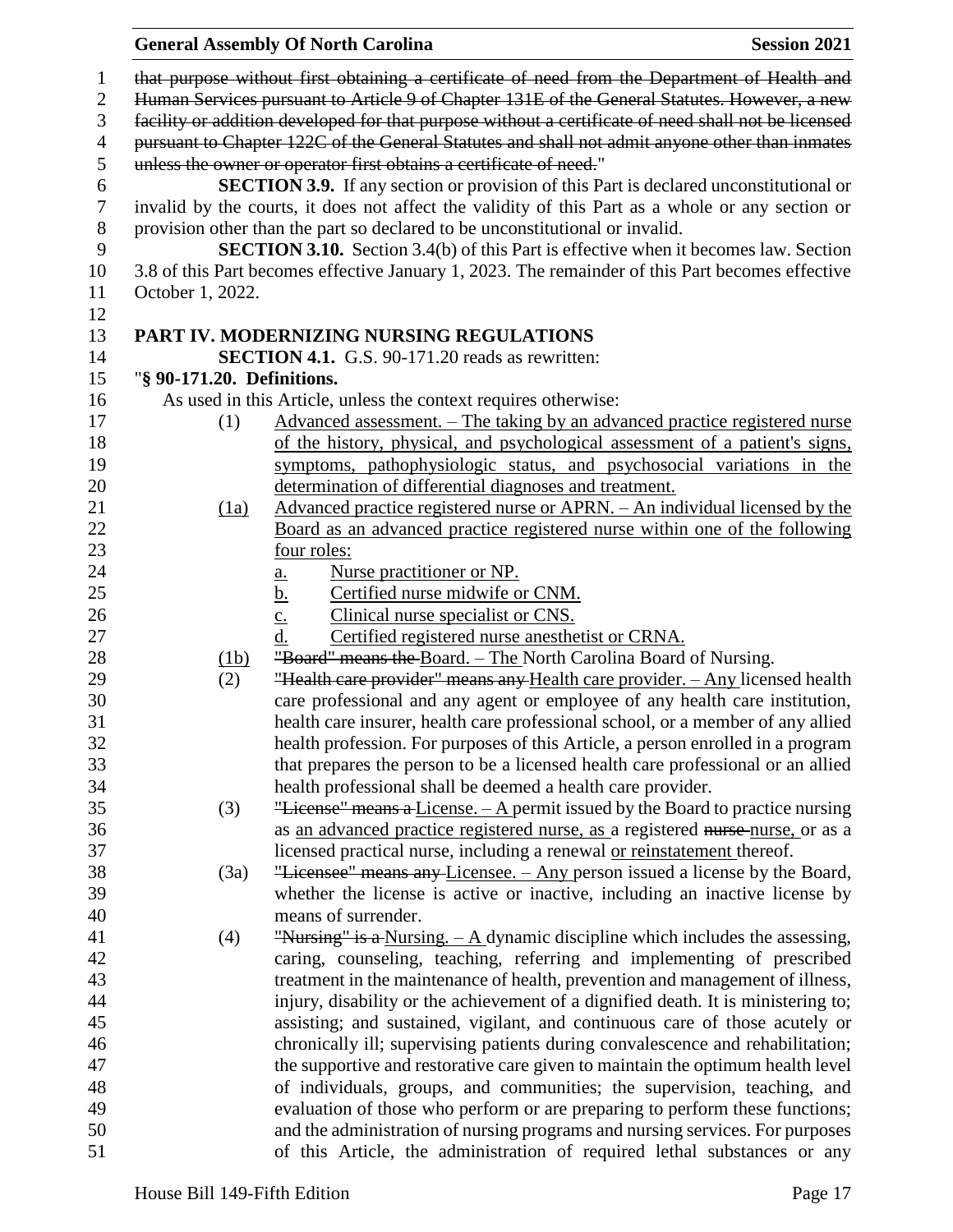~~that purpose without first obtaining a certificate of need from the Department of Health and Human Services pursuant to Article 9 of Chapter 131E of the General Statutes. However, a new facility or addition developed for that purpose without a certificate of need shall not be licensed pursuant to Chapter 122C of the General Statutes and shall not admit anyone other than inmates unless the owner or operator first obtains a certificate of need.~~"

**SECTION 3.9.** If any section or provision of this Part is declared unconstitutional or invalid by the courts, it does not affect the validity of this Part as a whole or any section or provision other than the part so declared to be unconstitutional or invalid.

**SECTION 3.10.** Section 3.4(b) of this Part is effective when it becomes law. Section 3.8 of this Part becomes effective January 1, 2023. The remainder of this Part becomes effective October 1, 2022.

## PART IV. MODERNIZING NURSING REGULATIONS

**SECTION 4.1.** G.S. 90-171.20 reads as rewritten:

"**§ 90-171.20. Definitions.**

As used in this Article, unless the context requires otherwise:

(1) <u>Advanced assessment. – The taking by an advanced practice registered nurse of the history, physical, and psychological assessment of a patient's signs, symptoms, pathophysiologic status, and psychosocial variations in the determination of differential diagnoses and treatment.</u>

<u>(1a)</u> <u>Advanced practice registered nurse or APRN. – An individual licensed by the Board as an advanced practice registered nurse within one of the following four roles:</u>

<u>a.</u> <u>Nurse practitioner or NP.</u>

<u>b.</u> <u>Certified nurse midwife or CNM.</u>

<u>c.</u> <u>Clinical nurse specialist or CNS.</u>

<u>d.</u> <u>Certified registered nurse anesthetist or CRNA.</u>

<u>(1b)</u> ~~"Board" means the~~ <u>Board. – The</u> North Carolina Board of Nursing.

(2) ~~"Health care provider" means any~~ <u>Health care provider. – Any</u> licensed health care professional and any agent or employee of any health care institution, health care insurer, health care professional school, or a member of any allied health profession. For purposes of this Article, a person enrolled in a program that prepares the person to be a licensed health care professional or an allied health professional shall be deemed a health care provider.

(3) ~~"License" means a~~ <u>License. – A</u> permit issued by the Board to practice nursing as <u>an advanced practice registered nurse, as</u> a registered ~~nurse~~ <u>nurse,</u> or as a licensed practical nurse, including a renewal <u>or reinstatement</u> thereof.

(3a) ~~"Licensee" means any~~ <u>Licensee. – Any</u> person issued a license by the Board, whether the license is active or inactive, including an inactive license by means of surrender.

(4) ~~"Nursing" is a~~ <u>Nursing. – A</u> dynamic discipline which includes the assessing, caring, counseling, teaching, referring and implementing of prescribed treatment in the maintenance of health, prevention and management of illness, injury, disability or the achievement of a dignified death. It is ministering to; assisting; and sustained, vigilant, and continuous care of those acutely or chronically ill; supervising patients during convalescence and rehabilitation; the supportive and restorative care given to maintain the optimum health level of individuals, groups, and communities; the supervision, teaching, and evaluation of those who perform or are preparing to perform these functions; and the administration of nursing programs and nursing services. For purposes of this Article, the administration of required lethal substances or any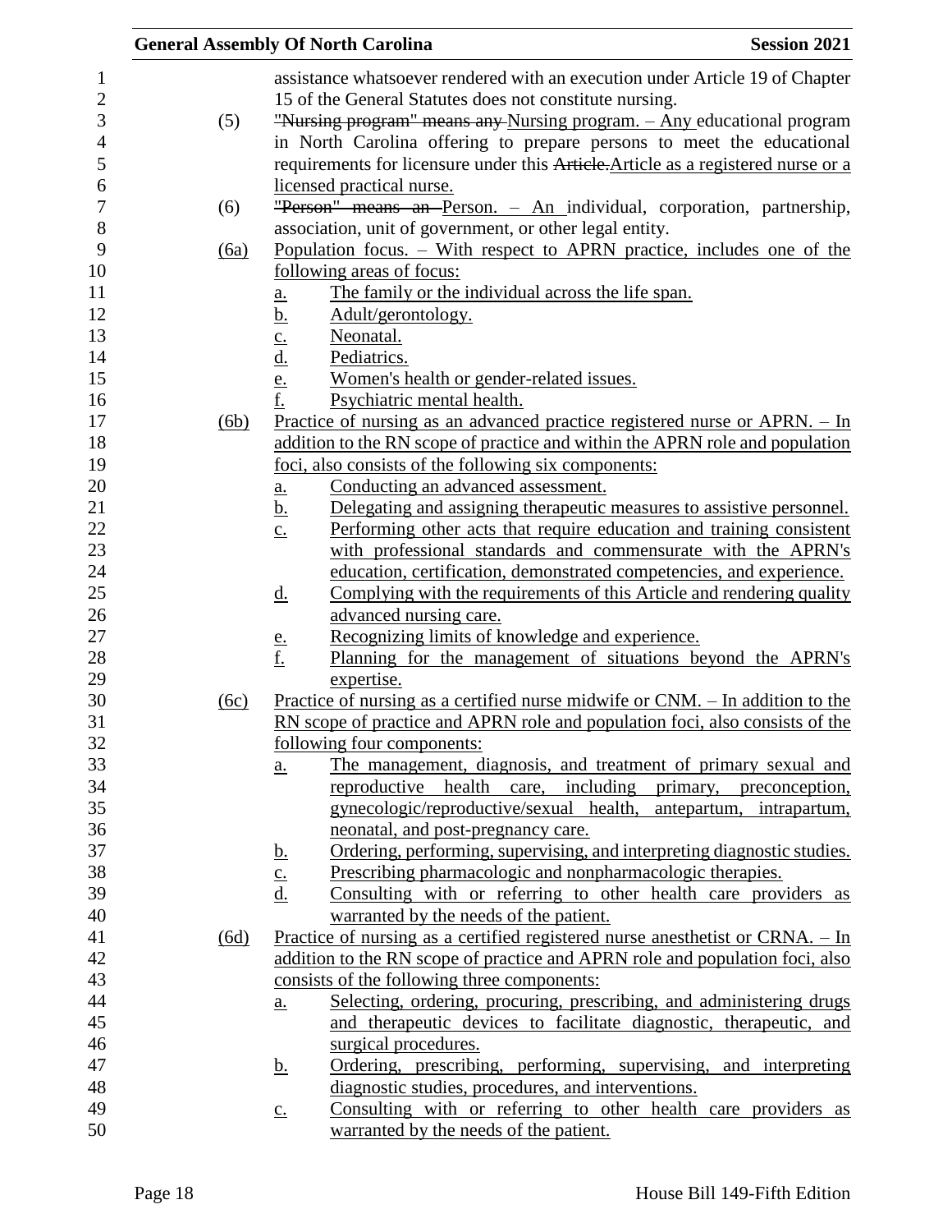assistance whatsoever rendered with an execution under Article 19 of Chapter 15 of the General Statutes does not constitute nursing.

(5) ~~"Nursing program" means any~~ Nursing program. – Any educational program in North Carolina offering to prepare persons to meet the educational requirements for licensure under this ~~Article.~~Article as a registered nurse or a licensed practical nurse.

(6) ~~"Person" means an~~ Person. – An individual, corporation, partnership, association, unit of government, or other legal entity.

(6a) Population focus. – With respect to APRN practice, includes one of the following areas of focus:

a. The family or the individual across the life span.
b. Adult/gerontology.
c. Neonatal.
d. Pediatrics.
e. Women's health or gender-related issues.
f. Psychiatric mental health.

(6b) Practice of nursing as an advanced practice registered nurse or APRN. – In addition to the RN scope of practice and within the APRN role and population foci, also consists of the following six components:

a. Conducting an advanced assessment.
b. Delegating and assigning therapeutic measures to assistive personnel.
c. Performing other acts that require education and training consistent with professional standards and commensurate with the APRN's education, certification, demonstrated competencies, and experience.
d. Complying with the requirements of this Article and rendering quality advanced nursing care.
e. Recognizing limits of knowledge and experience.
f. Planning for the management of situations beyond the APRN's expertise.

(6c) Practice of nursing as a certified nurse midwife or CNM. – In addition to the RN scope of practice and APRN role and population foci, also consists of the following four components:

a. The management, diagnosis, and treatment of primary sexual and reproductive health care, including primary, preconception, gynecologic/reproductive/sexual health, antepartum, intrapartum, neonatal, and post-pregnancy care.
b. Ordering, performing, supervising, and interpreting diagnostic studies.
c. Prescribing pharmacologic and nonpharmacologic therapies.
d. Consulting with or referring to other health care providers as warranted by the needs of the patient.

(6d) Practice of nursing as a certified registered nurse anesthetist or CRNA. – In addition to the RN scope of practice and APRN role and population foci, also consists of the following three components:

a. Selecting, ordering, procuring, prescribing, and administering drugs and therapeutic devices to facilitate diagnostic, therapeutic, and surgical procedures.
b. Ordering, prescribing, performing, supervising, and interpreting diagnostic studies, procedures, and interventions.
c. Consulting with or referring to other health care providers as warranted by the needs of the patient.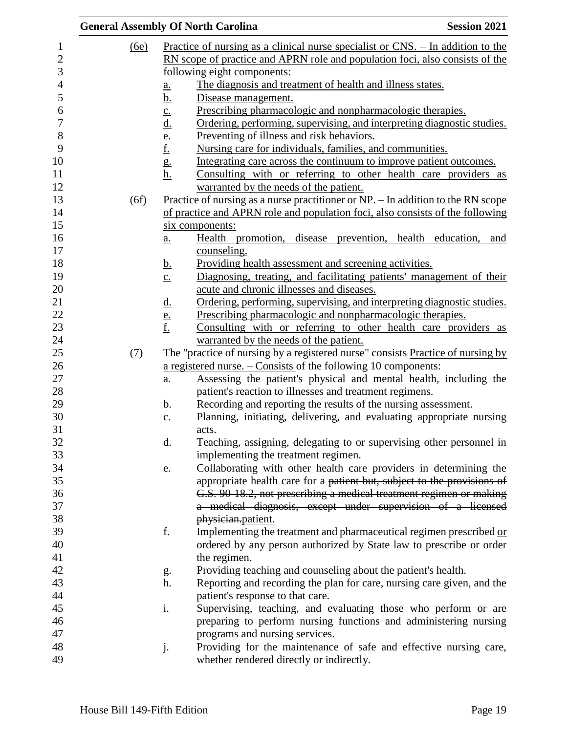(6e) Practice of nursing as a clinical nurse specialist or CNS. – In addition to the RN scope of practice and APRN role and population foci, also consists of the following eight components:

a. The diagnosis and treatment of health and illness states.
b. Disease management.
c. Prescribing pharmacologic and nonpharmacologic therapies.
d. Ordering, performing, supervising, and interpreting diagnostic studies.
e. Preventing of illness and risk behaviors.
f. Nursing care for individuals, families, and communities.
g. Integrating care across the continuum to improve patient outcomes.
h. Consulting with or referring to other health care providers as warranted by the needs of the patient.

(6f) Practice of nursing as a nurse practitioner or NP. – In addition to the RN scope of practice and APRN role and population foci, also consists of the following six components:

a. Health promotion, disease prevention, health education, and counseling.
b. Providing health assessment and screening activities.
c. Diagnosing, treating, and facilitating patients' management of their acute and chronic illnesses and diseases.
d. Ordering, performing, supervising, and interpreting diagnostic studies.
e. Prescribing pharmacologic and nonpharmacologic therapies.
f. Consulting with or referring to other health care providers as warranted by the needs of the patient.

(7) ~~The "practice of nursing by a registered nurse" consists~~ Practice of nursing by a registered nurse. – Consists of the following 10 components:

a. Assessing the patient's physical and mental health, including the patient's reaction to illnesses and treatment regimens.
b. Recording and reporting the results of the nursing assessment.
c. Planning, initiating, delivering, and evaluating appropriate nursing acts.
d. Teaching, assigning, delegating to or supervising other personnel in implementing the treatment regimen.
e. Collaborating with other health care providers in determining the appropriate health care for a ~~patient but, subject to the provisions of G.S. 90-18.2, not prescribing a medical treatment regimen or making a medical diagnosis, except under supervision of a licensed physician.~~patient.
f. Implementing the treatment and pharmaceutical regimen prescribed or ordered by any person authorized by State law to prescribe or order the regimen.
g. Providing teaching and counseling about the patient's health.
h. Reporting and recording the plan for care, nursing care given, and the patient's response to that care.
i. Supervising, teaching, and evaluating those who perform or are preparing to perform nursing functions and administering nursing programs and nursing services.
j. Providing for the maintenance of safe and effective nursing care, whether rendered directly or indirectly.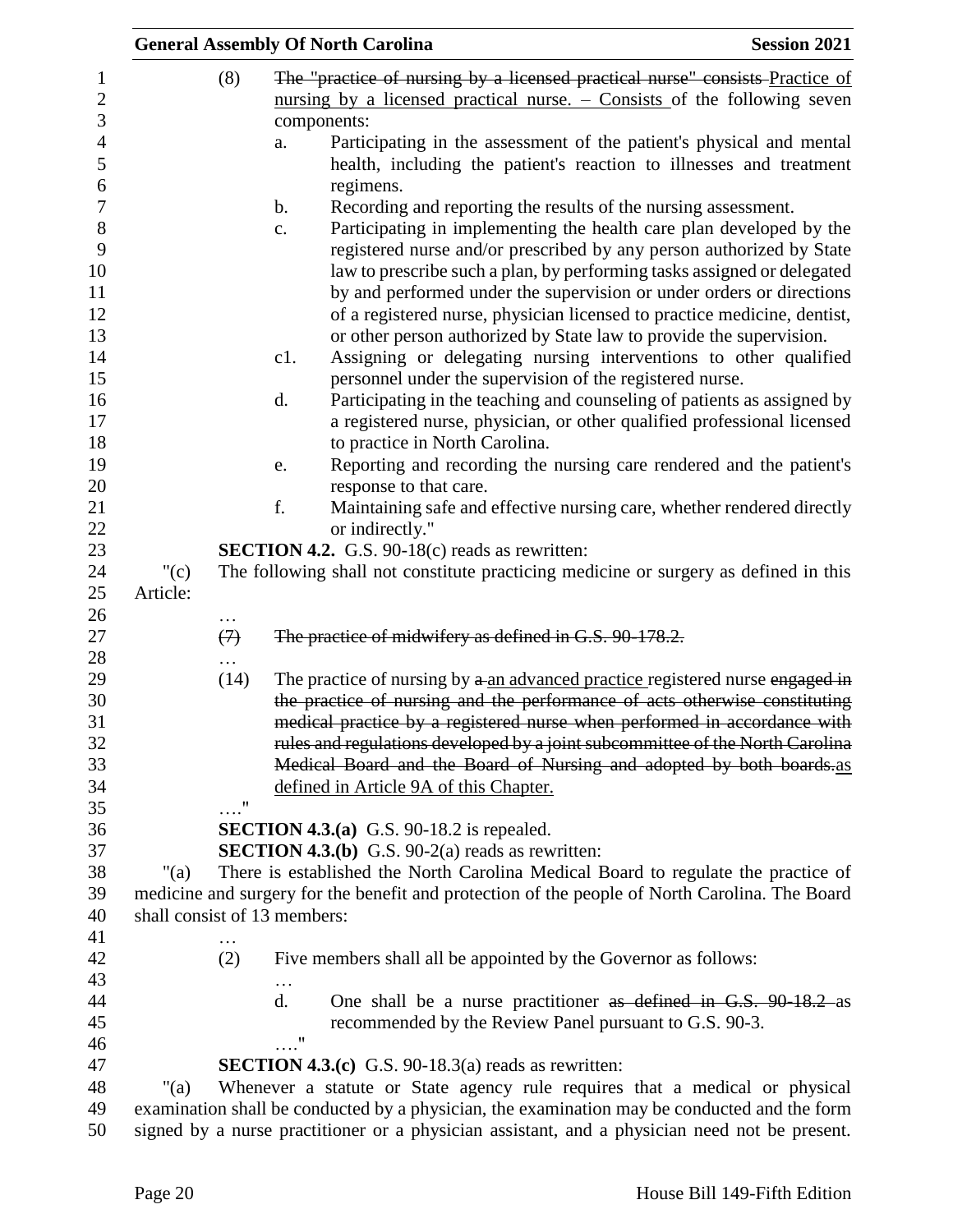(8) ~~The "practice of nursing by a licensed practical nurse" consists~~ Practice of nursing by a licensed practical nurse. – Consists of the following seven components:

a. Participating in the assessment of the patient's physical and mental health, including the patient's reaction to illnesses and treatment regimens.

b. Recording and reporting the results of the nursing assessment.

c. Participating in implementing the health care plan developed by the registered nurse and/or prescribed by any person authorized by State law to prescribe such a plan, by performing tasks assigned or delegated by and performed under the supervision or under orders or directions of a registered nurse, physician licensed to practice medicine, dentist, or other person authorized by State law to provide the supervision.

c1. Assigning or delegating nursing interventions to other qualified personnel under the supervision of the registered nurse.

d. Participating in the teaching and counseling of patients as assigned by a registered nurse, physician, or other qualified professional licensed to practice in North Carolina.

e. Reporting and recording the nursing care rendered and the patient's response to that care.

f. Maintaining safe and effective nursing care, whether rendered directly or indirectly."

**SECTION 4.2.** G.S. 90-18(c) reads as rewritten:

"(c) The following shall not constitute practicing medicine or surgery as defined in this Article:

…

~~(7) The practice of midwifery as defined in G.S. 90-178.2.~~

…

(14) The practice of nursing by ~~a~~ an advanced practice registered nurse ~~engaged in the practice of nursing and the performance of acts otherwise constituting medical practice by a registered nurse when performed in accordance with rules and regulations developed by a joint subcommittee of the North Carolina Medical Board and the Board of Nursing and adopted by both boards.~~as defined in Article 9A of this Chapter.

…."

**SECTION 4.3.(a)** G.S. 90-18.2 is repealed.

**SECTION 4.3.(b)** G.S. 90-2(a) reads as rewritten:

"(a) There is established the North Carolina Medical Board to regulate the practice of medicine and surgery for the benefit and protection of the people of North Carolina. The Board shall consist of 13 members:

…

(2) Five members shall all be appointed by the Governor as follows:

…

d. One shall be a nurse practitioner ~~as defined in G.S. 90-18.2~~ as recommended by the Review Panel pursuant to G.S. 90-3.

…."

**SECTION 4.3.(c)** G.S. 90-18.3(a) reads as rewritten:

"(a) Whenever a statute or State agency rule requires that a medical or physical examination shall be conducted by a physician, the examination may be conducted and the form signed by a nurse practitioner or a physician assistant, and a physician need not be present.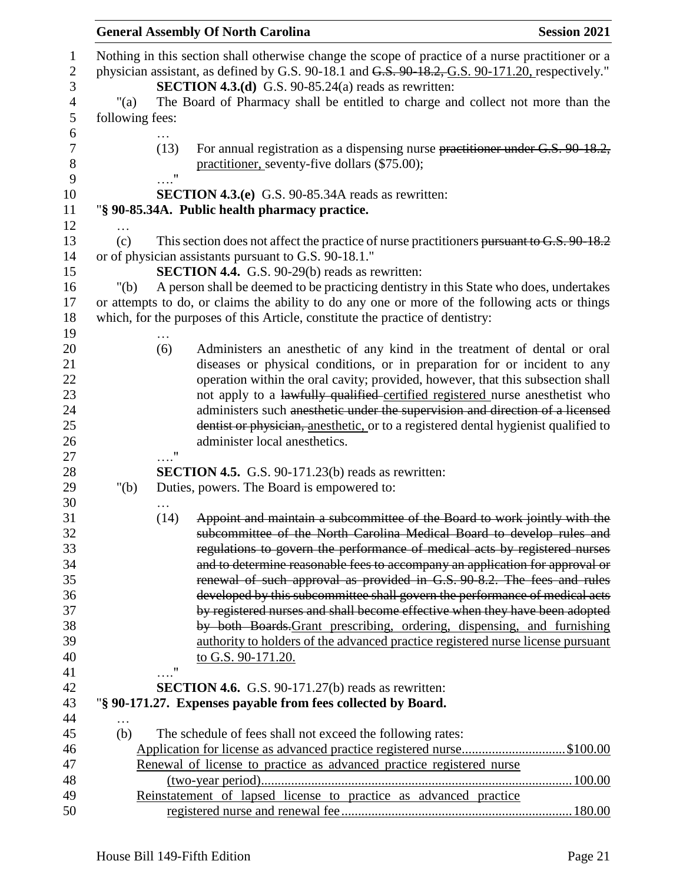Nothing in this section shall otherwise change the scope of practice of a nurse practitioner or a physician assistant, as defined by G.S. 90-18.1 and ~~G.S. 90-18.2,~~ G.S. 90-171.20, respectively."

**SECTION 4.3.(d)** G.S. 90-85.24(a) reads as rewritten:

"(a) The Board of Pharmacy shall be entitled to charge and collect not more than the following fees:

…

(13) For annual registration as a dispensing nurse ~~practitioner under G.S. 90-18.2,~~ practitioner, seventy-five dollars ($75.00);

…."

**SECTION 4.3.(e)** G.S. 90-85.34A reads as rewritten:

"**§ 90-85.34A. Public health pharmacy practice.**

…

(c) This section does not affect the practice of nurse practitioners ~~pursuant to G.S. 90-18.2~~ or of physician assistants pursuant to G.S. 90-18.1."

**SECTION 4.4.** G.S. 90-29(b) reads as rewritten:

"(b) A person shall be deemed to be practicing dentistry in this State who does, undertakes or attempts to do, or claims the ability to do any one or more of the following acts or things which, for the purposes of this Article, constitute the practice of dentistry:

…

(6) Administers an anesthetic of any kind in the treatment of dental or oral diseases or physical conditions, or in preparation for or incident to any operation within the oral cavity; provided, however, that this subsection shall not apply to a ~~lawfully qualified~~ certified registered nurse anesthetist who administers such ~~anesthetic under the supervision and direction of a licensed dentist or physician,~~ anesthetic, or to a registered dental hygienist qualified to administer local anesthetics.

…."

**SECTION 4.5.** G.S. 90-171.23(b) reads as rewritten:

"(b) Duties, powers. The Board is empowered to:

…

(14) ~~Appoint and maintain a subcommittee of the Board to work jointly with the subcommittee of the North Carolina Medical Board to develop rules and regulations to govern the performance of medical acts by registered nurses and to determine reasonable fees to accompany an application for approval or renewal of such approval as provided in G.S. 90-8.2. The fees and rules developed by this subcommittee shall govern the performance of medical acts by registered nurses and shall become effective when they have been adopted by both Boards.~~Grant prescribing, ordering, dispensing, and furnishing authority to holders of the advanced practice registered nurse license pursuant to G.S. 90-171.20.

…."

**SECTION 4.6.** G.S. 90-171.27(b) reads as rewritten:

"**§ 90-171.27. Expenses payable from fees collected by Board.**

…

(b) The schedule of fees shall not exceed the following rates:

Application for license as advanced practice registered nurse.............................. $100.00

Renewal of license to practice as advanced practice registered nurse (two-year period)........................................................................................... 100.00

Reinstatement of lapsed license to practice as advanced practice registered nurse and renewal fee.................................................................. 180.00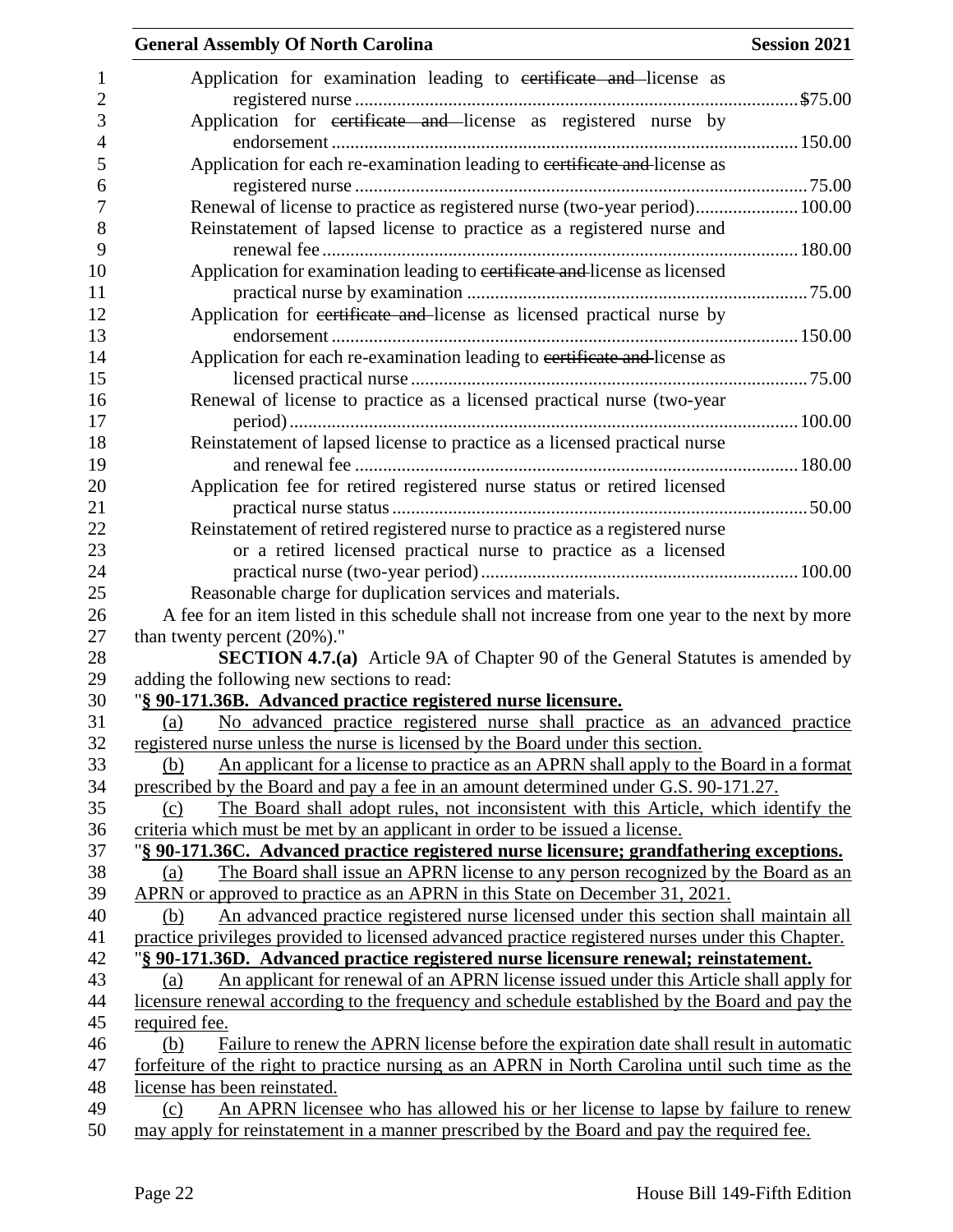Application for examination leading to ~~certificate and~~ license as registered nurse ............ $75.00

Application for ~~certificate and~~ license as registered nurse by endorsement ............ 150.00

Application for each re-examination leading to ~~certificate and~~ license as registered nurse ............ 75.00

Renewal of license to practice as registered nurse (two-year period) ............ 100.00

Reinstatement of lapsed license to practice as a registered nurse and renewal fee ............ 180.00

Application for examination leading to ~~certificate and~~ license as licensed practical nurse by examination ............ 75.00

Application for ~~certificate and~~ license as licensed practical nurse by endorsement ............ 150.00

Application for each re-examination leading to ~~certificate and~~ license as licensed practical nurse ............ 75.00

Renewal of license to practice as a licensed practical nurse (two-year period) ............ 100.00

Reinstatement of lapsed license to practice as a licensed practical nurse and renewal fee ............ 180.00

Application fee for retired registered nurse status or retired licensed practical nurse status ............ 50.00

Reinstatement of retired registered nurse to practice as a registered nurse or a retired licensed practical nurse to practice as a licensed practical nurse (two-year period) ............ 100.00

Reasonable charge for duplication services and materials.

A fee for an item listed in this schedule shall not increase from one year to the next by more than twenty percent (20%)."

**SECTION 4.7.(a)** Article 9A of Chapter 90 of the General Statutes is amended by adding the following new sections to read:

"**§ 90-171.36B. Advanced practice registered nurse licensure.**

(a) No advanced practice registered nurse shall practice as an advanced practice registered nurse unless the nurse is licensed by the Board under this section.

(b) An applicant for a license to practice as an APRN shall apply to the Board in a format prescribed by the Board and pay a fee in an amount determined under G.S. 90-171.27.

(c) The Board shall adopt rules, not inconsistent with this Article, which identify the criteria which must be met by an applicant in order to be issued a license.

"**§ 90-171.36C. Advanced practice registered nurse licensure; grandfathering exceptions.**

(a) The Board shall issue an APRN license to any person recognized by the Board as an APRN or approved to practice as an APRN in this State on December 31, 2021.

(b) An advanced practice registered nurse licensed under this section shall maintain all practice privileges provided to licensed advanced practice registered nurses under this Chapter.

"**§ 90-171.36D. Advanced practice registered nurse licensure renewal; reinstatement.**

(a) An applicant for renewal of an APRN license issued under this Article shall apply for licensure renewal according to the frequency and schedule established by the Board and pay the required fee.

(b) Failure to renew the APRN license before the expiration date shall result in automatic forfeiture of the right to practice nursing as an APRN in North Carolina until such time as the license has been reinstated.

(c) An APRN licensee who has allowed his or her license to lapse by failure to renew may apply for reinstatement in a manner prescribed by the Board and pay the required fee.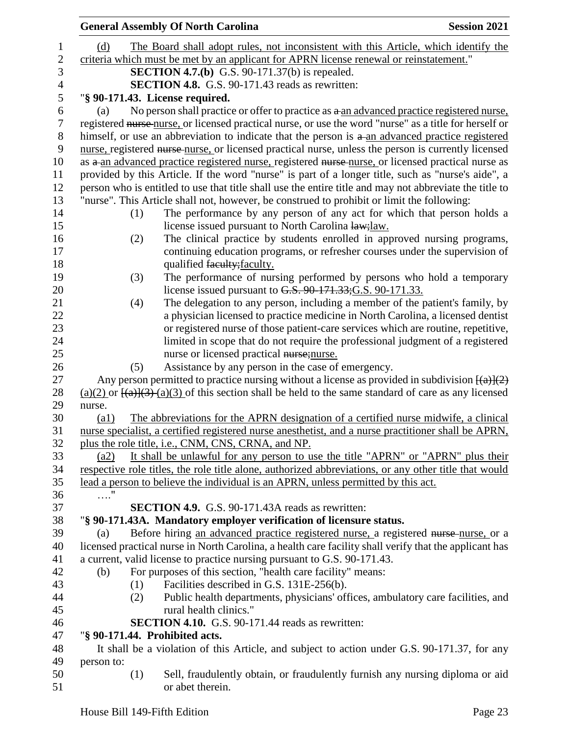(d) The Board shall adopt rules, not inconsistent with this Article, which identify the criteria which must be met by an applicant for APRN license renewal or reinstatement."

**SECTION 4.7.(b)** G.S. 90-171.37(b) is repealed.

**SECTION 4.8.** G.S. 90-171.43 reads as rewritten:

"**§ 90-171.43. License required.**

(a) No person shall practice or offer to practice as a an advanced practice registered nurse, registered nurse nurse, or licensed practical nurse, or use the word "nurse" as a title for herself or himself, or use an abbreviation to indicate that the person is a an advanced practice registered nurse, registered nurse nurse, or licensed practical nurse, unless the person is currently licensed as a an advanced practice registered nurse, registered nurse nurse, or licensed practical nurse as provided by this Article. If the word "nurse" is part of a longer title, such as "nurse's aide", a person who is entitled to use that title shall use the entire title and may not abbreviate the title to "nurse". This Article shall not, however, be construed to prohibit or limit the following:

(1) The performance by any person of any act for which that person holds a license issued pursuant to North Carolina law;law.

(2) The clinical practice by students enrolled in approved nursing programs, continuing education programs, or refresher courses under the supervision of qualified faculty;faculty.

(3) The performance of nursing performed by persons who hold a temporary license issued pursuant to G.S. 90-171.33;G.S. 90-171.33.

(4) The delegation to any person, including a member of the patient's family, by a physician licensed to practice medicine in North Carolina, a licensed dentist or registered nurse of those patient-care services which are routine, repetitive, limited in scope that do not require the professional judgment of a registered nurse or licensed practical nurse;nurse.

(5) Assistance by any person in the case of emergency.

Any person permitted to practice nursing without a license as provided in subdivision [(a)](2) (a)(2) or [(a)](3) (a)(3) of this section shall be held to the same standard of care as any licensed nurse.

(a1) The abbreviations for the APRN designation of a certified nurse midwife, a clinical nurse specialist, a certified registered nurse anesthetist, and a nurse practitioner shall be APRN, plus the role title, i.e., CNM, CNS, CRNA, and NP.

(a2) It shall be unlawful for any person to use the title "APRN" or "APRN" plus their respective role titles, the role title alone, authorized abbreviations, or any other title that would lead a person to believe the individual is an APRN, unless permitted by this act.

…."

**SECTION 4.9.** G.S. 90-171.43A reads as rewritten:

"**§ 90-171.43A. Mandatory employer verification of licensure status.**

(a) Before hiring an advanced practice registered nurse, a registered nurse nurse, or a licensed practical nurse in North Carolina, a health care facility shall verify that the applicant has a current, valid license to practice nursing pursuant to G.S. 90-171.43.

(b) For purposes of this section, "health care facility" means:

(1) Facilities described in G.S. 131E-256(b).

(2) Public health departments, physicians' offices, ambulatory care facilities, and rural health clinics."

**SECTION 4.10.** G.S. 90-171.44 reads as rewritten:

"**§ 90-171.44. Prohibited acts.**

It shall be a violation of this Article, and subject to action under G.S. 90-171.37, for any person to:

(1) Sell, fraudulently obtain, or fraudulently furnish any nursing diploma or aid or abet therein.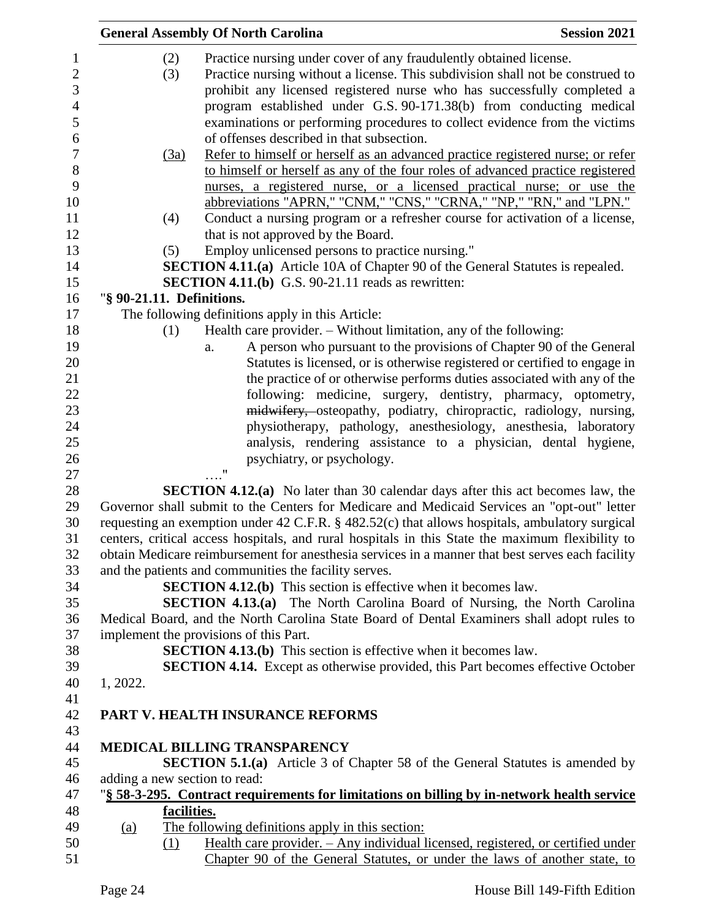(2) Practice nursing under cover of any fraudulently obtained license.

(3) Practice nursing without a license. This subdivision shall not be construed to prohibit any licensed registered nurse who has successfully completed a program established under G.S. 90-171.38(b) from conducting medical examinations or performing procedures to collect evidence from the victims of offenses described in that subsection.

<u>(3a) Refer to himself or herself as an advanced practice registered nurse; or refer to himself or herself as any of the four roles of advanced practice registered nurses, a registered nurse, or a licensed practical nurse; or use the abbreviations "APRN," "CNM," "CNS," "CRNA," "NP," "RN," and "LPN."</u>

(4) Conduct a nursing program or a refresher course for activation of a license, that is not approved by the Board.

(5) Employ unlicensed persons to practice nursing."

**SECTION 4.11.(a)** Article 10A of Chapter 90 of the General Statutes is repealed.

**SECTION 4.11.(b)** G.S. 90-21.11 reads as rewritten:

"**§ 90-21.11. Definitions.**

The following definitions apply in this Article:

(1) Health care provider. – Without limitation, any of the following:

a. A person who pursuant to the provisions of Chapter 90 of the General Statutes is licensed, or is otherwise registered or certified to engage in the practice of or otherwise performs duties associated with any of the following: medicine, surgery, dentistry, pharmacy, optometry, ~~midwifery,~~ osteopathy, podiatry, chiropractic, radiology, nursing, physiotherapy, pathology, anesthesiology, anesthesia, laboratory analysis, rendering assistance to a physician, dental hygiene, psychiatry, or psychology.

…."

**SECTION 4.12.(a)** No later than 30 calendar days after this act becomes law, the Governor shall submit to the Centers for Medicare and Medicaid Services an "opt-out" letter requesting an exemption under 42 C.F.R. § 482.52(c) that allows hospitals, ambulatory surgical centers, critical access hospitals, and rural hospitals in this State the maximum flexibility to obtain Medicare reimbursement for anesthesia services in a manner that best serves each facility and the patients and communities the facility serves.

**SECTION 4.12.(b)** This section is effective when it becomes law.

**SECTION 4.13.(a)** The North Carolina Board of Nursing, the North Carolina Medical Board, and the North Carolina State Board of Dental Examiners shall adopt rules to implement the provisions of this Part.

**SECTION 4.13.(b)** This section is effective when it becomes law.

**SECTION 4.14.** Except as otherwise provided, this Part becomes effective October 1, 2022.

## PART V. HEALTH INSURANCE REFORMS

### MEDICAL BILLING TRANSPARENCY

**SECTION 5.1.(a)** Article 3 of Chapter 58 of the General Statutes is amended by adding a new section to read:

"<u>**§ 58-3-295. Contract requirements for limitations on billing by in-network health service facilities.**</u>

<u>(a) The following definitions apply in this section:</u>

<u>(1) Health care provider. – Any individual licensed, registered, or certified under Chapter 90 of the General Statutes, or under the laws of another state, to</u>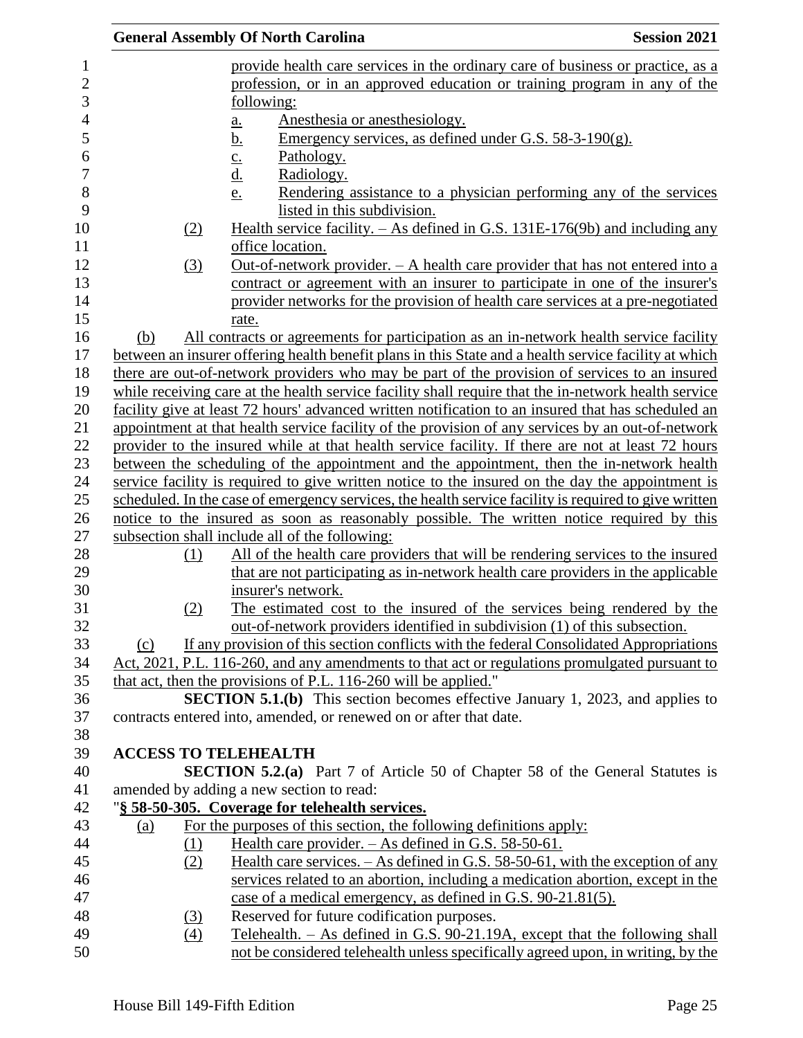provide health care services in the ordinary care of business or practice, as a profession, or in an approved education or training program in any of the following:

a. Anesthesia or anesthesiology.
b. Emergency services, as defined under G.S. 58-3-190(g).
c. Pathology.
d. Radiology.
e. Rendering assistance to a physician performing any of the services listed in this subdivision.

(2) Health service facility. – As defined in G.S. 131E-176(9b) and including any office location.

(3) Out-of-network provider. – A health care provider that has not entered into a contract or agreement with an insurer to participate in one of the insurer's provider networks for the provision of health care services at a pre-negotiated rate.

(b) All contracts or agreements for participation as an in-network health service facility between an insurer offering health benefit plans in this State and a health service facility at which there are out-of-network providers who may be part of the provision of services to an insured while receiving care at the health service facility shall require that the in-network health service facility give at least 72 hours' advanced written notification to an insured that has scheduled an appointment at that health service facility of the provision of any services by an out-of-network provider to the insured while at that health service facility. If there are not at least 72 hours between the scheduling of the appointment and the appointment, then the in-network health service facility is required to give written notice to the insured on the day the appointment is scheduled. In the case of emergency services, the health service facility is required to give written notice to the insured as soon as reasonably possible. The written notice required by this subsection shall include all of the following:

(1) All of the health care providers that will be rendering services to the insured that are not participating as in-network health care providers in the applicable insurer's network.

(2) The estimated cost to the insured of the services being rendered by the out-of-network providers identified in subdivision (1) of this subsection.

(c) If any provision of this section conflicts with the federal Consolidated Appropriations Act, 2021, P.L. 116-260, and any amendments to that act or regulations promulgated pursuant to that act, then the provisions of P.L. 116-260 will be applied."

**SECTION 5.1.(b)** This section becomes effective January 1, 2023, and applies to contracts entered into, amended, or renewed on or after that date.

**ACCESS TO TELEHEALTH**

**SECTION 5.2.(a)** Part 7 of Article 50 of Chapter 58 of the General Statutes is amended by adding a new section to read:

"**§ 58-50-305. Coverage for telehealth services.**

(a) For the purposes of this section, the following definitions apply:

(1) Health care provider. – As defined in G.S. 58-50-61.

(2) Health care services. – As defined in G.S. 58-50-61, with the exception of any services related to an abortion, including a medication abortion, except in the case of a medical emergency, as defined in G.S. 90-21.81(5).

(3) Reserved for future codification purposes.

(4) Telehealth. – As defined in G.S. 90-21.19A, except that the following shall not be considered telehealth unless specifically agreed upon, in writing, by the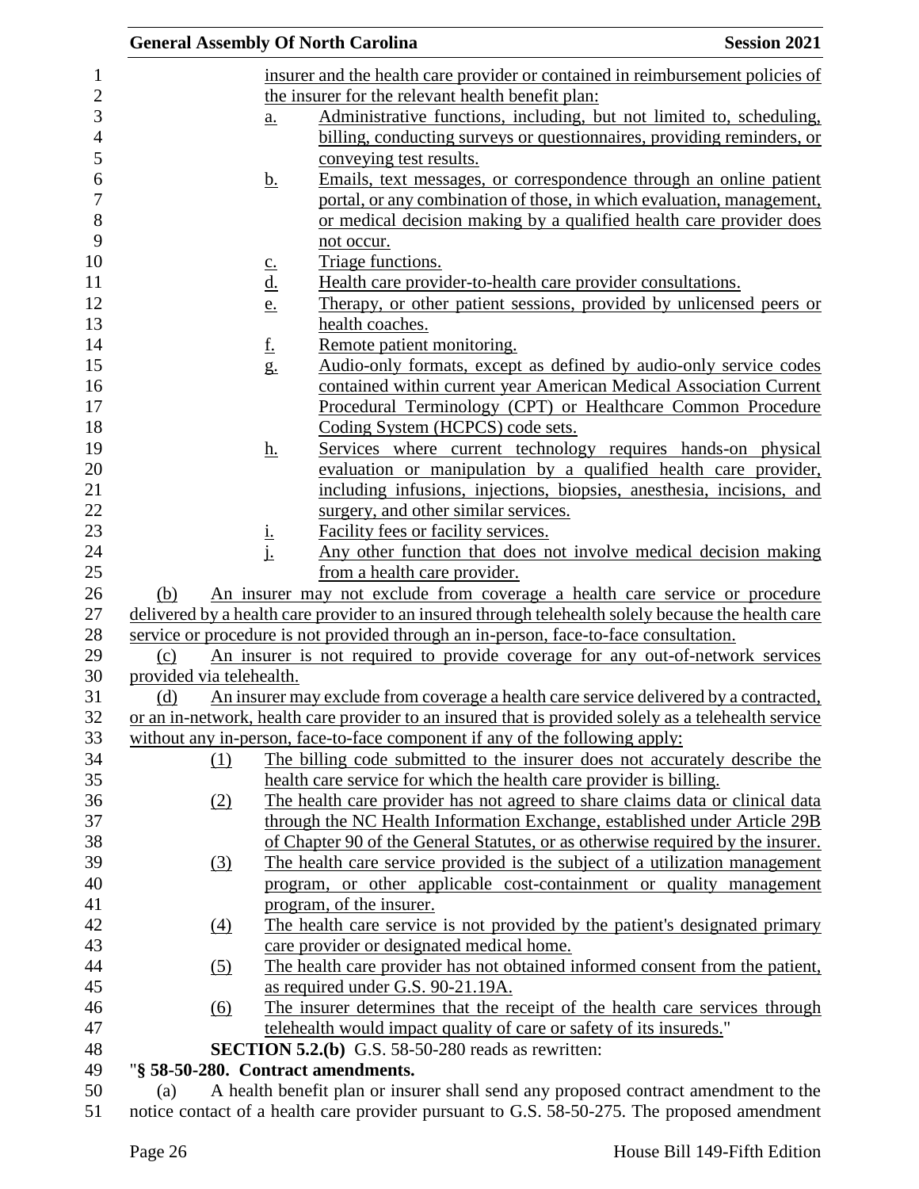insurer and the health care provider or contained in reimbursement policies of the insurer for the relevant health benefit plan:

a. Administrative functions, including, but not limited to, scheduling, billing, conducting surveys or questionnaires, providing reminders, or conveying test results.
b. Emails, text messages, or correspondence through an online patient portal, or any combination of those, in which evaluation, management, or medical decision making by a qualified health care provider does not occur.
c. Triage functions.
d. Health care provider-to-health care provider consultations.
e. Therapy, or other patient sessions, provided by unlicensed peers or health coaches.
f. Remote patient monitoring.
g. Audio-only formats, except as defined by audio-only service codes contained within current year American Medical Association Current Procedural Terminology (CPT) or Healthcare Common Procedure Coding System (HCPCS) code sets.
h. Services where current technology requires hands-on physical evaluation or manipulation by a qualified health care provider, including infusions, injections, biopsies, anesthesia, incisions, and surgery, and other similar services.
i. Facility fees or facility services.
j. Any other function that does not involve medical decision making from a health care provider.

(b) An insurer may not exclude from coverage a health care service or procedure delivered by a health care provider to an insured through telehealth solely because the health care service or procedure is not provided through an in-person, face-to-face consultation.

(c) An insurer is not required to provide coverage for any out-of-network services provided via telehealth.

(d) An insurer may exclude from coverage a health care service delivered by a contracted, or an in-network, health care provider to an insured that is provided solely as a telehealth service without any in-person, face-to-face component if any of the following apply:

(1) The billing code submitted to the insurer does not accurately describe the health care service for which the health care provider is billing.
(2) The health care provider has not agreed to share claims data or clinical data through the NC Health Information Exchange, established under Article 29B of Chapter 90 of the General Statutes, or as otherwise required by the insurer.
(3) The health care service provided is the subject of a utilization management program, or other applicable cost-containment or quality management program, of the insurer.
(4) The health care service is not provided by the patient's designated primary care provider or designated medical home.
(5) The health care provider has not obtained informed consent from the patient, as required under G.S. 90-21.19A.
(6) The insurer determines that the receipt of the health care services through telehealth would impact quality of care or safety of its insureds."

**SECTION 5.2.(b)** G.S. 58-50-280 reads as rewritten:

"**§ 58-50-280. Contract amendments.**

(a) A health benefit plan or insurer shall send any proposed contract amendment to the notice contact of a health care provider pursuant to G.S. 58-50-275. The proposed amendment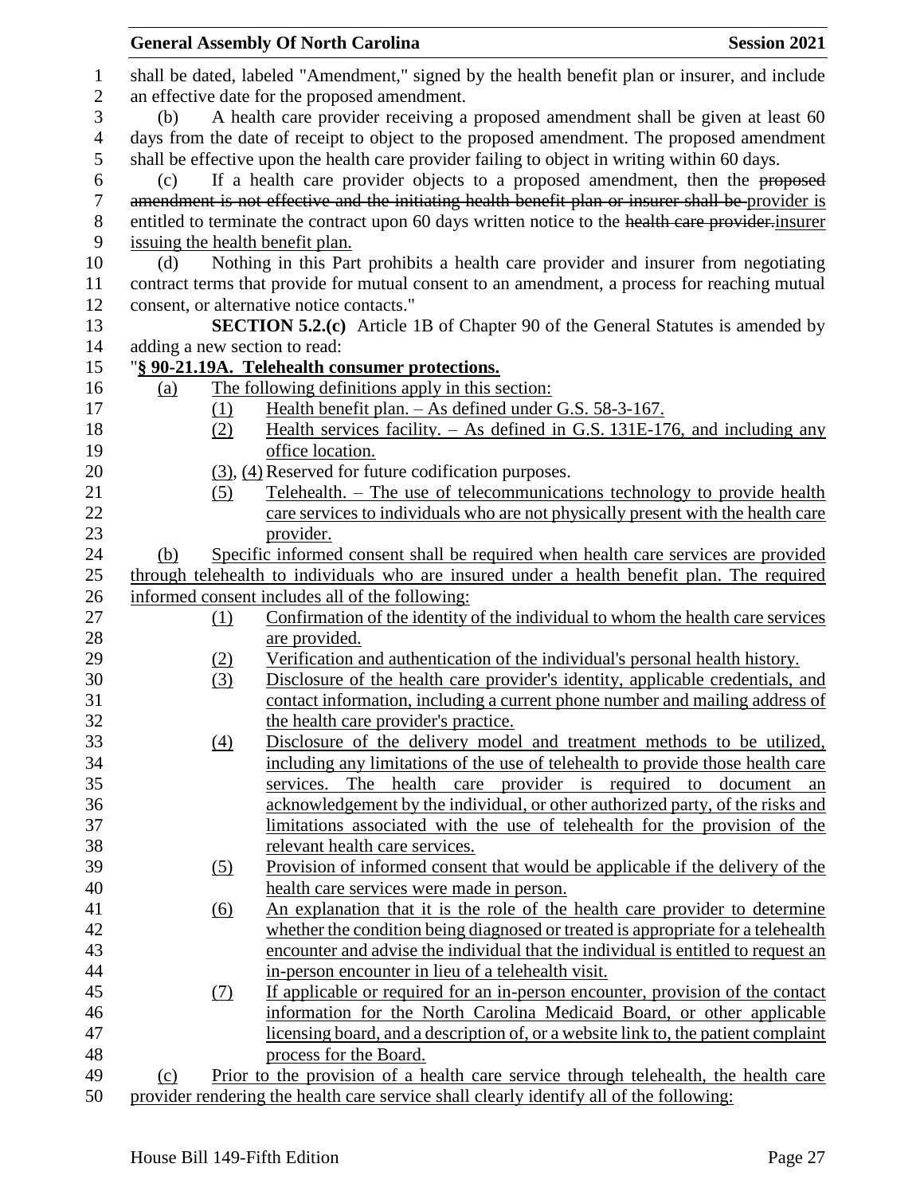shall be dated, labeled "Amendment," signed by the health benefit plan or insurer, and include an effective date for the proposed amendment.

(b) A health care provider receiving a proposed amendment shall be given at least 60 days from the date of receipt to object to the proposed amendment. The proposed amendment shall be effective upon the health care provider failing to object in writing within 60 days.

(c) If a health care provider objects to a proposed amendment, then the ~~proposed amendment is not effective and the initiating health benefit plan or insurer shall be~~ provider is entitled to terminate the contract upon 60 days written notice to the ~~health care provider.~~insurer issuing the health benefit plan.

(d) Nothing in this Part prohibits a health care provider and insurer from negotiating contract terms that provide for mutual consent to an amendment, a process for reaching mutual consent, or alternative notice contacts."

**SECTION 5.2.(c)** Article 1B of Chapter 90 of the General Statutes is amended by adding a new section to read:

"**§ 90-21.19A. Telehealth consumer protections.**

(a) The following definitions apply in this section:

(1) Health benefit plan. – As defined under G.S. 58-3-167.

(2) Health services facility. – As defined in G.S. 131E-176, and including any office location.

(3), (4) Reserved for future codification purposes.

(5) Telehealth. – The use of telecommunications technology to provide health care services to individuals who are not physically present with the health care provider.

(b) Specific informed consent shall be required when health care services are provided through telehealth to individuals who are insured under a health benefit plan. The required informed consent includes all of the following:

(1) Confirmation of the identity of the individual to whom the health care services are provided.

(2) Verification and authentication of the individual's personal health history.

(3) Disclosure of the health care provider's identity, applicable credentials, and contact information, including a current phone number and mailing address of the health care provider's practice.

(4) Disclosure of the delivery model and treatment methods to be utilized, including any limitations of the use of telehealth to provide those health care services. The health care provider is required to document an acknowledgement by the individual, or other authorized party, of the risks and limitations associated with the use of telehealth for the provision of the relevant health care services.

(5) Provision of informed consent that would be applicable if the delivery of the health care services were made in person.

(6) An explanation that it is the role of the health care provider to determine whether the condition being diagnosed or treated is appropriate for a telehealth encounter and advise the individual that the individual is entitled to request an in-person encounter in lieu of a telehealth visit.

(7) If applicable or required for an in-person encounter, provision of the contact information for the North Carolina Medicaid Board, or other applicable licensing board, and a description of, or a website link to, the patient complaint process for the Board.

(c) Prior to the provision of a health care service through telehealth, the health care provider rendering the health care service shall clearly identify all of the following: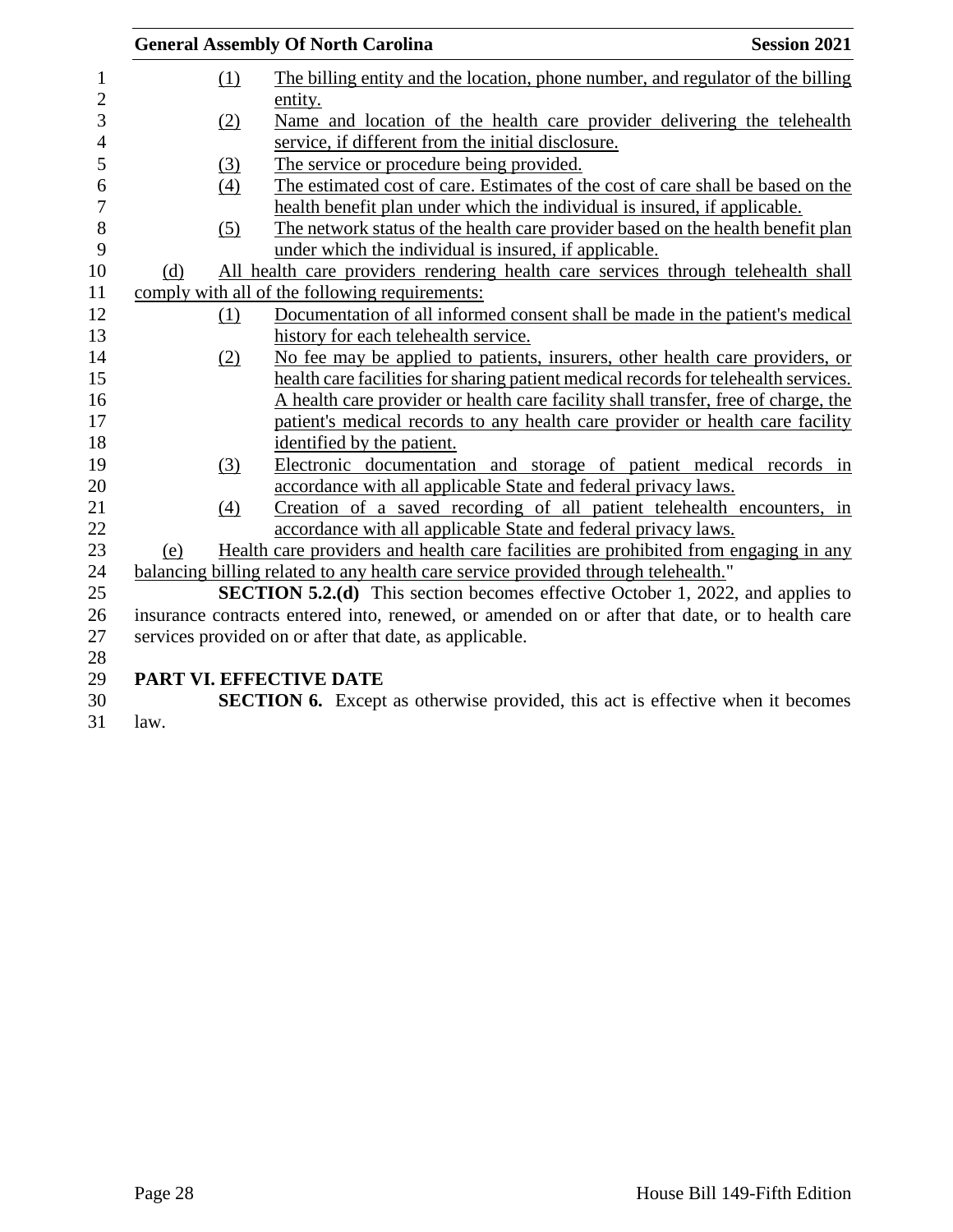(1) The billing entity and the location, phone number, and regulator of the billing entity.

(2) Name and location of the health care provider delivering the telehealth service, if different from the initial disclosure.

(3) The service or procedure being provided.

(4) The estimated cost of care. Estimates of the cost of care shall be based on the health benefit plan under which the individual is insured, if applicable.

(5) The network status of the health care provider based on the health benefit plan under which the individual is insured, if applicable.

(d) All health care providers rendering health care services through telehealth shall comply with all of the following requirements:

(1) Documentation of all informed consent shall be made in the patient's medical history for each telehealth service.

(2) No fee may be applied to patients, insurers, other health care providers, or health care facilities for sharing patient medical records for telehealth services. A health care provider or health care facility shall transfer, free of charge, the patient's medical records to any health care provider or health care facility identified by the patient.

(3) Electronic documentation and storage of patient medical records in accordance with all applicable State and federal privacy laws.

(4) Creation of a saved recording of all patient telehealth encounters, in accordance with all applicable State and federal privacy laws.

(e) Health care providers and health care facilities are prohibited from engaging in any balancing billing related to any health care service provided through telehealth."

**SECTION 5.2.(d)** This section becomes effective October 1, 2022, and applies to insurance contracts entered into, renewed, or amended on or after that date, or to health care services provided on or after that date, as applicable.

**PART VI. EFFECTIVE DATE**

**SECTION 6.** Except as otherwise provided, this act is effective when it becomes law.